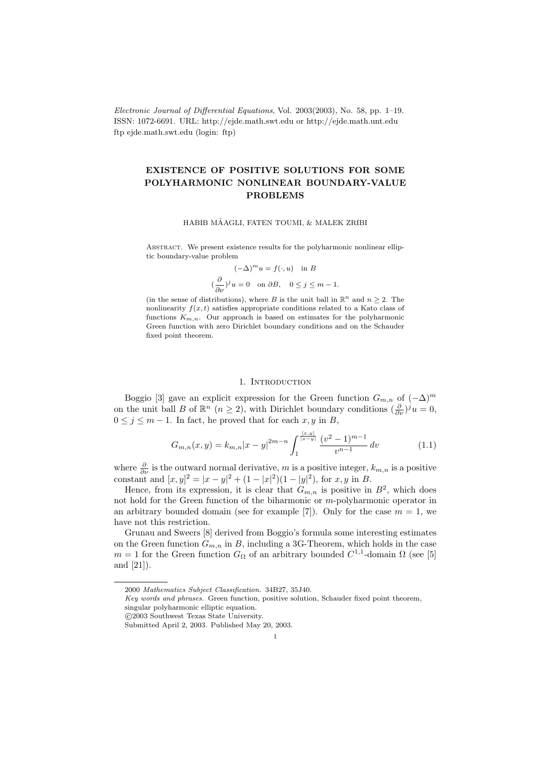*Electronic Journal of Differential Equations*, Vol. 2003(2003), No. 58, pp. 1–19.
ISSN: 1072-6691. URL: http://ejde.math.swt.edu or http://ejde.math.unt.edu
ftp ejde.math.swt.edu (login: ftp)

# EXISTENCE OF POSITIVE SOLUTIONS FOR SOME POLYHARMONIC NONLINEAR BOUNDARY-VALUE PROBLEMS

HABIB MÂAGLI, FATEN TOUMI, & MALEK ZRIBI

Abstract. We present existence results for the polyharmonic nonlinear elliptic boundary-value problem

$$(-\Delta)^m u = f(\cdot, u) \quad \text{in } B$$

$$(\frac{\partial}{\partial \nu})^j u = 0 \quad \text{on } \partial B, \quad 0 \le j \le m-1.$$

(in the sense of distributions), where $B$ is the unit ball in $\mathbb{R}^n$ and $n \ge 2$. The nonlinearity $f(x,t)$ satisfies appropriate conditions related to a Kato class of functions $K_{m,n}$. Our approach is based on estimates for the polyharmonic Green function with zero Dirichlet boundary conditions and on the Schauder fixed point theorem.

## 1. Introduction

Boggio [3] gave an explicit expression for the Green function $G_{m,n}$ of $(-\Delta)^m$ on the unit ball $B$ of $\mathbb{R}^n$ ($n \ge 2$), with Dirichlet boundary conditions $(\frac{\partial}{\partial \nu})^j u = 0$, $0 \le j \le m-1$. In fact, he proved that for each $x, y$ in $B$,

$$G_{m,n}(x,y) = k_{m,n} |x-y|^{2m-n} \int_1^{\frac{[x,y]}{|x-y|}} \frac{(v^2-1)^{m-1}}{v^{n-1}}\, dv \tag{1.1}$$

where $\frac{\partial}{\partial \nu}$ is the outward normal derivative, $m$ is a positive integer, $k_{m,n}$ is a positive constant and $[x,y]^2 = |x-y|^2 + (1-|x|^2)(1-|y|^2)$, for $x, y$ in $B$.

Hence, from its expression, it is clear that $G_{m,n}$ is positive in $B^2$, which does not hold for the Green function of the biharmonic or $m$-polyharmonic operator in an arbitrary bounded domain (see for example [7]). Only for the case $m = 1$, we have not this restriction.

Grunau and Sweers [8] derived from Boggio's formula some interesting estimates on the Green function $G_{m,n}$ in $B$, including a 3G-Theorem, which holds in the case $m = 1$ for the Green function $G_\Omega$ of an arbitrary bounded $C^{1,1}$-domain $\Omega$ (see [5] and [21]).

---

2000 *Mathematics Subject Classification.* 34B27, 35J40.
*Key words and phrases.* Green function, positive solution, Schauder fixed point theorem, singular polyharmonic elliptic equation.
©2003 Southwest Texas State University.
Submitted April 2, 2003. Published May 20, 2003.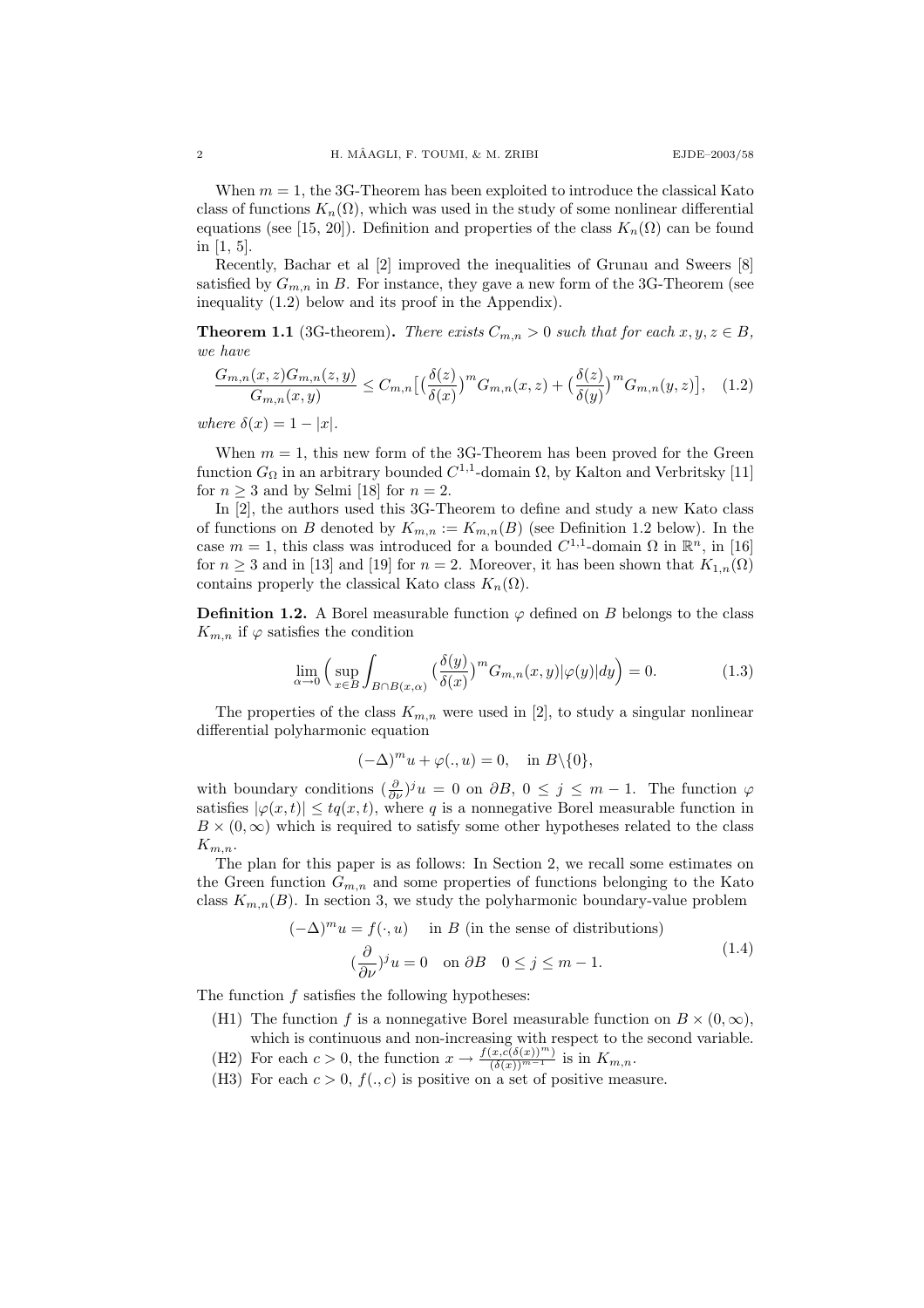When $m = 1$, the 3G-Theorem has been exploited to introduce the classical Kato class of functions $K_n(\Omega)$, which was used in the study of some nonlinear differential equations (see [15, 20]). Definition and properties of the class $K_n(\Omega)$ can be found in [1, 5].

Recently, Bachar et al [2] improved the inequalities of Grunau and Sweers [8] satisfied by $G_{m,n}$ in $B$. For instance, they gave a new form of the 3G-Theorem (see inequality (1.2) below and its proof in the Appendix).

**Theorem 1.1** (3G-theorem). *There exists $C_{m,n} > 0$ such that for each $x, y, z \in B$, we have*

$$\frac{G_{m,n}(x,z)G_{m,n}(z,y)}{G_{m,n}(x,y)} \leq C_{m,n}\big[\big(\frac{\delta(z)}{\delta(x)}\big)^m G_{m,n}(x,z) + \big(\frac{\delta(z)}{\delta(y)}\big)^m G_{m,n}(y,z)\big], \quad (1.2)$$

*where $\delta(x) = 1 - |x|$.*

When $m = 1$, this new form of the 3G-Theorem has been proved for the Green function $G_\Omega$ in an arbitrary bounded $C^{1,1}$-domain $\Omega$, by Kalton and Verbritsky [11] for $n \geq 3$ and by Selmi [18] for $n = 2$.

In [2], the authors used this 3G-Theorem to define and study a new Kato class of functions on $B$ denoted by $K_{m,n} := K_{m,n}(B)$ (see Definition 1.2 below). In the case $m = 1$, this class was introduced for a bounded $C^{1,1}$-domain $\Omega$ in $\mathbb{R}^n$, in [16] for $n \geq 3$ and in [13] and [19] for $n = 2$. Moreover, it has been shown that $K_{1,n}(\Omega)$ contains properly the classical Kato class $K_n(\Omega)$.

**Definition 1.2.** A Borel measurable function $\varphi$ defined on $B$ belongs to the class $K_{m,n}$ if $\varphi$ satisfies the condition

$$\lim_{\alpha \to 0}\Big(\sup_{x \in B}\int_{B \cap B(x,\alpha)}\big(\frac{\delta(y)}{\delta(x)}\big)^m G_{m,n}(x,y)|\varphi(y)|dy\Big) = 0. \quad (1.3)$$

The properties of the class $K_{m,n}$ were used in [2], to study a singular nonlinear differential polyharmonic equation

$$(-\Delta)^m u + \varphi(., u) = 0, \quad \text{in } B\backslash\{0\},$$

with boundary conditions $(\frac{\partial}{\partial\nu})^j u = 0$ on $\partial B$, $0 \leq j \leq m-1$. The function $\varphi$ satisfies $|\varphi(x,t)| \leq tq(x,t)$, where $q$ is a nonnegative Borel measurable function in $B \times (0,\infty)$ which is required to satisfy some other hypotheses related to the class $K_{m,n}$.

The plan for this paper is as follows: In Section 2, we recall some estimates on the Green function $G_{m,n}$ and some properties of functions belonging to the Kato class $K_{m,n}(B)$. In section 3, we study the polyharmonic boundary-value problem

$$\begin{gathered}(-\Delta)^m u = f(\cdot, u) \quad \text{in } B \text{ (in the sense of distributions)} \\ (\frac{\partial}{\partial\nu})^j u = 0 \quad \text{on } \partial B \quad 0 \leq j \leq m-1.\end{gathered} \quad (1.4)$$

The function $f$ satisfies the following hypotheses:

- (H1) The function $f$ is a nonnegative Borel measurable function on $B \times (0,\infty)$, which is continuous and non-increasing with respect to the second variable.
- (H2) For each $c > 0$, the function $x \to \frac{f(x, c(\delta(x))^m)}{(\delta(x))^{m-1}}$ is in $K_{m,n}$.
- (H3) For each $c > 0$, $f(., c)$ is positive on a set of positive measure.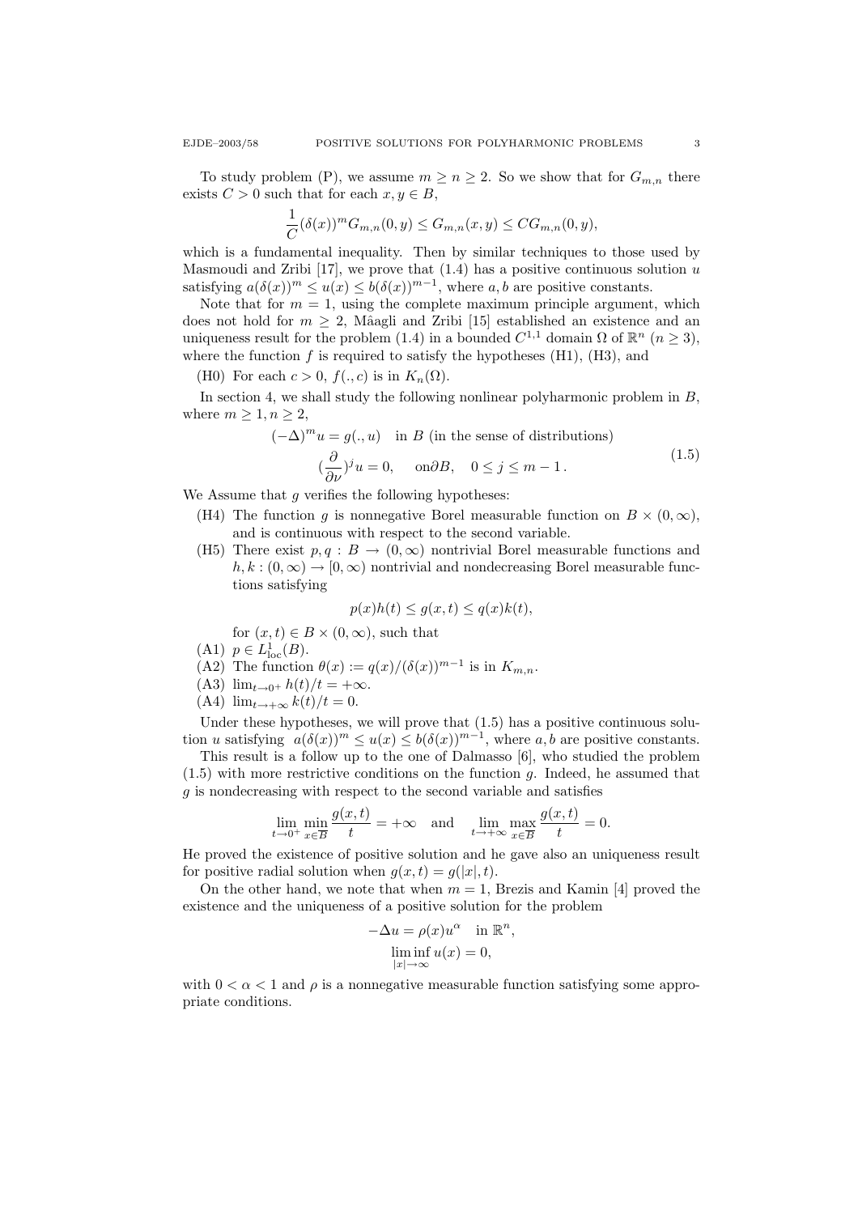To study problem (P), we assume $m \geq n \geq 2$. So we show that for $G_{m,n}$ there exists $C > 0$ such that for each $x, y \in B$,

$$\frac{1}{C}(\delta(x))^m G_{m,n}(0,y) \leq G_{m,n}(x,y) \leq C G_{m,n}(0,y),$$

which is a fundamental inequality. Then by similar techniques to those used by Masmoudi and Zribi [17], we prove that (1.4) has a positive continuous solution $u$ satisfying $a(\delta(x))^m \leq u(x) \leq b(\delta(x))^{m-1}$, where $a, b$ are positive constants.

Note that for $m = 1$, using the complete maximum principle argument, which does not hold for $m \geq 2$, Mâagli and Zribi [15] established an existence and an uniqueness result for the problem (1.4) in a bounded $C^{1,1}$ domain $\Omega$ of $\mathbb{R}^n$ ($n \geq 3$), where the function $f$ is required to satisfy the hypotheses (H1), (H3), and

(H0) For each $c > 0$, $f(., c)$ is in $K_n(\Omega)$.

In section 4, we shall study the following nonlinear polyharmonic problem in $B$, where $m \geq 1, n \geq 2$,

$$\begin{gathered}
(-\Delta)^m u = g(., u) \quad \text{in } B \text{ (in the sense of distributions)} \\
(\frac{\partial}{\partial \nu})^j u = 0, \quad \text{on} \partial B, \quad 0 \leq j \leq m-1\,.
\end{gathered} \tag{1.5}$$

We Assume that $g$ verifies the following hypotheses:

- (H4) The function $g$ is nonnegative Borel measurable function on $B \times (0, \infty)$, and is continuous with respect to the second variable.
- (H5) There exist $p, q : B \to (0, \infty)$ nontrivial Borel measurable functions and $h, k : (0, \infty) \to [0, \infty)$ nontrivial and nondecreasing Borel measurable functions satisfying

$$p(x)h(t) \leq g(x,t) \leq q(x)k(t),$$

for $(x, t) \in B \times (0, \infty)$, such that

- (A1) $p \in L^1_{\rm loc}(B)$.
- (A2) The function $\theta(x) := q(x)/(\delta(x))^{m-1}$ is in $K_{m,n}$.
- (A3) $\lim_{t \to 0^+} h(t)/t = +\infty$.
- (A4) $\lim_{t \to +\infty} k(t)/t = 0$.

Under these hypotheses, we will prove that (1.5) has a positive continuous solution $u$ satisfying $a(\delta(x))^m \leq u(x) \leq b(\delta(x))^{m-1}$, where $a, b$ are positive constants.

This result is a follow up to the one of Dalmasso [6], who studied the problem (1.5) with more restrictive conditions on the function $g$. Indeed, he assumed that $g$ is nondecreasing with respect to the second variable and satisfies

$$\lim_{t \to 0^+} \min_{x \in \overline{B}} \frac{g(x,t)}{t} = +\infty \quad \text{and} \quad \lim_{t \to +\infty} \max_{x \in \overline{B}} \frac{g(x,t)}{t} = 0.$$

He proved the existence of positive solution and he gave also an uniqueness result for positive radial solution when $g(x,t) = g(|x|, t)$.

On the other hand, we note that when $m = 1$, Brezis and Kamin [4] proved the existence and the uniqueness of a positive solution for the problem

$$\begin{gathered}
-\Delta u = \rho(x) u^\alpha \quad \text{in } \mathbb{R}^n, \\
\liminf_{|x| \to \infty} u(x) = 0,
\end{gathered}$$

with $0 < \alpha < 1$ and $\rho$ is a nonnegative measurable function satisfying some appropriate conditions.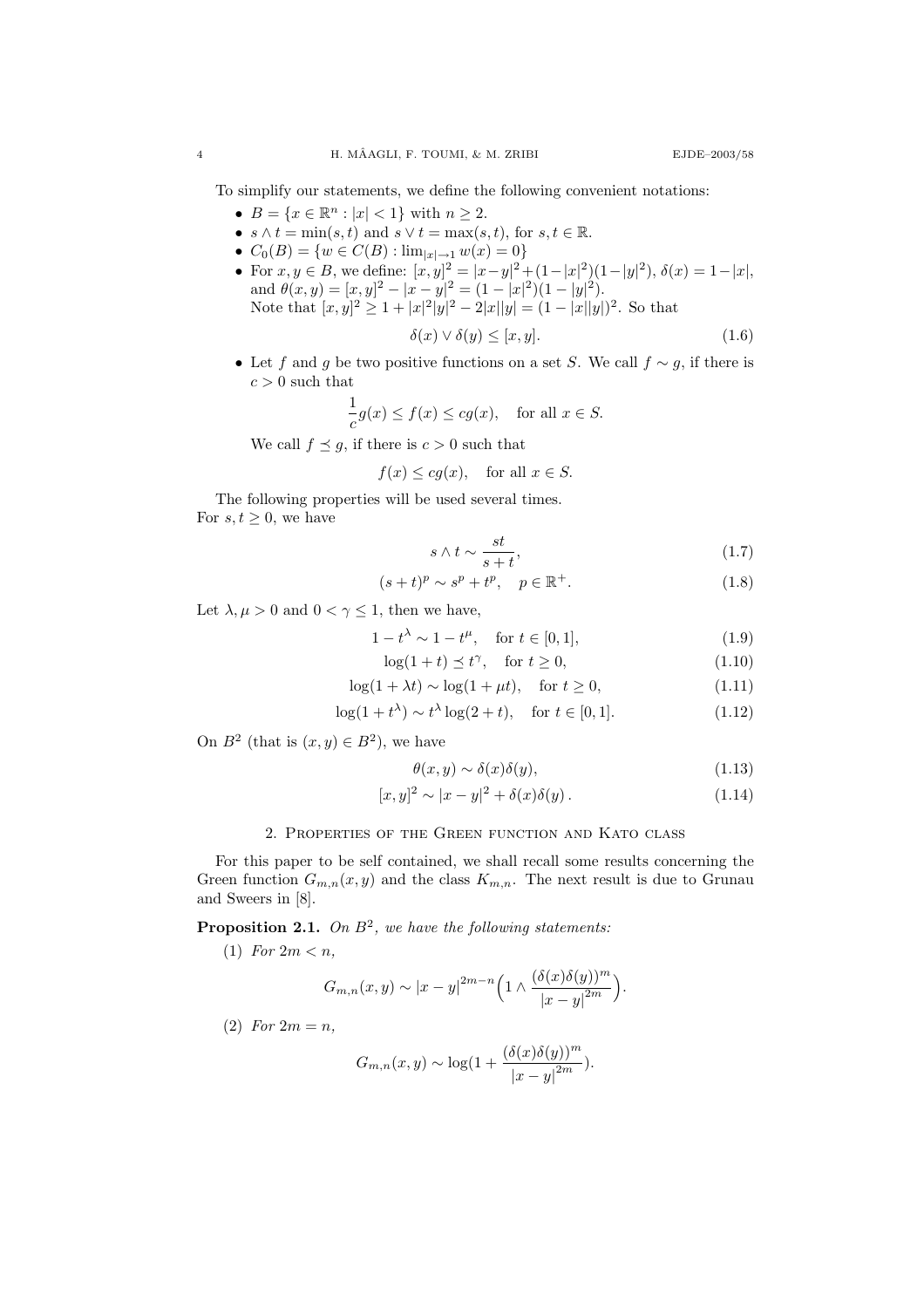To simplify our statements, we define the following convenient notations:

- $B = \{x \in \mathbb{R}^n : |x| < 1\}$ with $n \geq 2$.
- $s \wedge t = \min(s,t)$ and $s \vee t = \max(s,t)$, for $s,t \in \mathbb{R}$.
- $C_0(B) = \{w \in C(B) : \lim_{|x|\to 1} w(x) = 0\}$
- For $x, y \in B$, we define: $[x,y]^2 = |x-y|^2 + (1-|x|^2)(1-|y|^2)$, $\delta(x) = 1-|x|$, and $\theta(x,y) = [x,y]^2 - |x-y|^2 = (1-|x|^2)(1-|y|^2)$.
  Note that $[x,y]^2 \geq 1 + |x|^2|y|^2 - 2|x||y| = (1-|x||y|)^2$. So that
  $$\delta(x) \vee \delta(y) \leq [x,y]. \tag{1.6}$$
- Let $f$ and $g$ be two positive functions on a set $S$. We call $f \sim g$, if there is $c > 0$ such that
  $$\frac{1}{c} g(x) \leq f(x) \leq c g(x), \quad \text{for all } x \in S.$$
  We call $f \preceq g$, if there is $c > 0$ such that
  $$f(x) \leq c g(x), \quad \text{for all } x \in S.$$

The following properties will be used several times.
For $s, t \geq 0$, we have

$$s \wedge t \sim \frac{st}{s+t}, \tag{1.7}$$

$$(s+t)^p \sim s^p + t^p, \quad p \in \mathbb{R}^+. \tag{1.8}$$

Let $\lambda, \mu > 0$ and $0 < \gamma \leq 1$, then we have,

$$1 - t^\lambda \sim 1 - t^\mu, \quad \text{for } t \in [0,1], \tag{1.9}$$

$$\log(1+t) \preceq t^\gamma, \quad \text{for } t \geq 0, \tag{1.10}$$

$$\log(1+\lambda t) \sim \log(1+\mu t), \quad \text{for } t \geq 0, \tag{1.11}$$

$$\log(1+t^\lambda) \sim t^\lambda \log(2+t), \quad \text{for } t \in [0,1]. \tag{1.12}$$

On $B^2$ (that is $(x,y) \in B^2$), we have

$$\theta(x,y) \sim \delta(x)\delta(y), \tag{1.13}$$

$$[x,y]^2 \sim |x-y|^2 + \delta(x)\delta(y)\,. \tag{1.14}$$

## 2. Properties of the Green function and Kato class

For this paper to be self contained, we shall recall some results concerning the Green function $G_{m,n}(x,y)$ and the class $K_{m,n}$. The next result is due to Grunau and Sweers in [8].

**Proposition 2.1.** *On $B^2$, we have the following statements:*

(1) *For $2m < n$,*
$$G_{m,n}(x,y) \sim |x-y|^{2m-n}\Big(1 \wedge \frac{(\delta(x)\delta(y))^m}{|x-y|^{2m}}\Big).$$

(2) *For $2m = n$,*
$$G_{m,n}(x,y) \sim \log\Big(1 + \frac{(\delta(x)\delta(y))^m}{|x-y|^{2m}}\Big).$$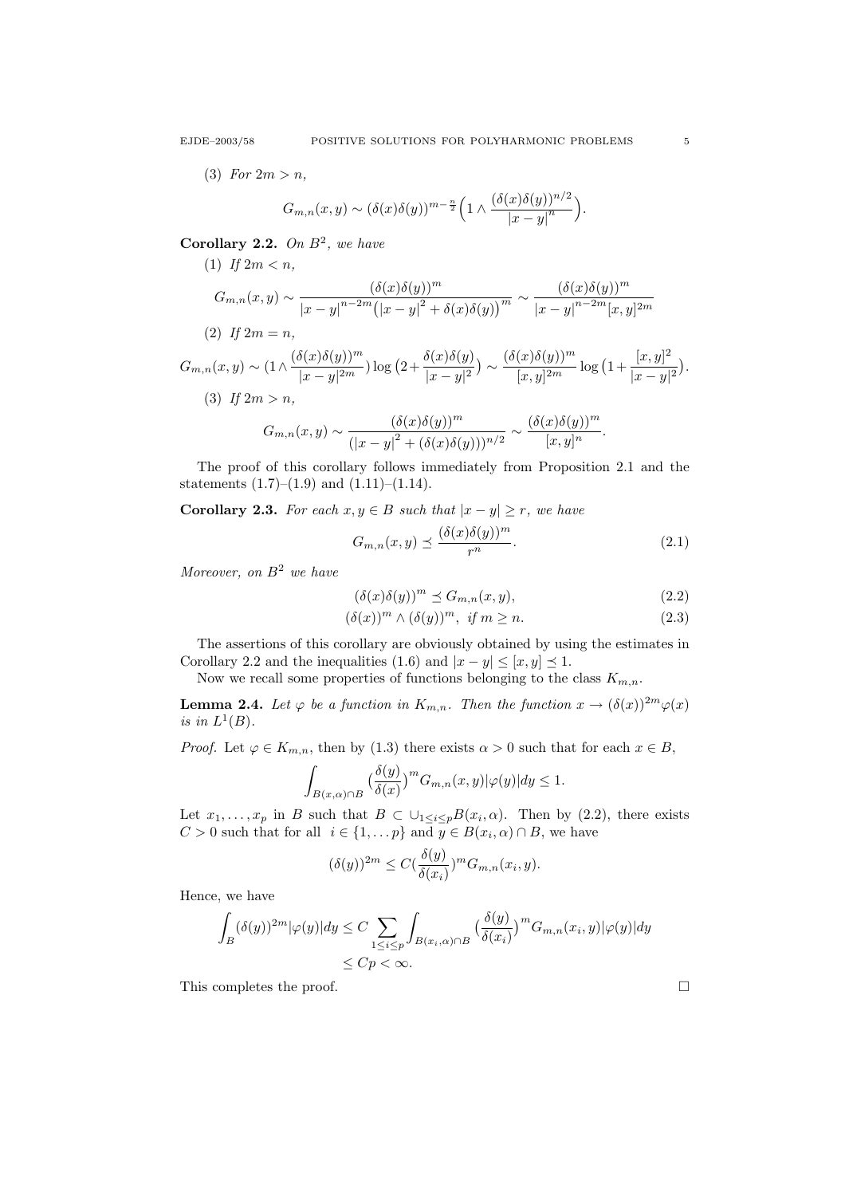(3) *For $2m > n$,*

$$G_{m,n}(x,y) \sim (\delta(x)\delta(y))^{m-\frac{n}{2}}\Big(1 \wedge \frac{(\delta(x)\delta(y))^{n/2}}{|x-y|^n}\Big).$$

**Corollary 2.2.** *On $B^2$, we have*

(1) *If $2m < n$,*

$$G_{m,n}(x,y) \sim \frac{(\delta(x)\delta(y))^m}{|x-y|^{n-2m}\big(|x-y|^2 + \delta(x)\delta(y)\big)^m} \sim \frac{(\delta(x)\delta(y))^m}{|x-y|^{n-2m}[x,y]^{2m}}$$

(2) *If $2m = n$,*

$$G_{m,n}(x,y) \sim (1 \wedge \frac{(\delta(x)\delta(y))^m}{|x-y|^{2m}}) \log\big(2 + \frac{\delta(x)\delta(y)}{|x-y|^2}\big) \sim \frac{(\delta(x)\delta(y))^m}{[x,y]^{2m}} \log\big(1 + \frac{[x,y]^2}{|x-y|^2}\big).$$

(3) *If $2m > n$,*

$$G_{m,n}(x,y) \sim \frac{(\delta(x)\delta(y))^m}{(|x-y|^2 + (\delta(x)\delta(y)))^{n/2}} \sim \frac{(\delta(x)\delta(y))^m}{[x,y]^n}.$$

The proof of this corollary follows immediately from Proposition 2.1 and the statements (1.7)–(1.9) and (1.11)–(1.14).

**Corollary 2.3.** *For each $x, y \in B$ such that $|x-y| \geq r$, we have*

$$G_{m,n}(x,y) \preceq \frac{(\delta(x)\delta(y))^m}{r^n}. \tag{2.1}$$

*Moreover, on $B^2$ we have*

$$(\delta(x)\delta(y))^m \preceq G_{m,n}(x,y), \tag{2.2}$$

$$(\delta(x))^m \wedge (\delta(y))^m, \ \ if\ m \geq n. \tag{2.3}$$

The assertions of this corollary are obviously obtained by using the estimates in Corollary 2.2 and the inequalities (1.6) and $|x-y| \leq [x,y] \preceq 1$.

Now we recall some properties of functions belonging to the class $K_{m,n}$.

**Lemma 2.4.** *Let $\varphi$ be a function in $K_{m,n}$. Then the function $x \to (\delta(x))^{2m}\varphi(x)$ is in $L^1(B)$.*

*Proof.* Let $\varphi \in K_{m,n}$, then by (1.3) there exists $\alpha > 0$ such that for each $x \in B$,

$$\int_{B(x,\alpha)\cap B} \big(\frac{\delta(y)}{\delta(x)}\big)^m G_{m,n}(x,y)|\varphi(y)|dy \leq 1.$$

Let $x_1, \dots, x_p$ in $B$ such that $B \subset \cup_{1\leq i\leq p} B(x_i, \alpha)$. Then by (2.2), there exists $C > 0$ such that for all $i \in \{1, \dots p\}$ and $y \in B(x_i, \alpha) \cap B$, we have

$$(\delta(y))^{2m} \leq C(\frac{\delta(y)}{\delta(x_i)})^m G_{m,n}(x_i, y).$$

Hence, we have

$$\begin{aligned}\int_B (\delta(y))^{2m}|\varphi(y)|dy &\leq C \sum_{1\leq i\leq p} \int_{B(x_i,\alpha)\cap B} \big(\frac{\delta(y)}{\delta(x_i)}\big)^m G_{m,n}(x_i,y)|\varphi(y)|dy \\ &\leq Cp < \infty.\end{aligned}$$

This completes the proof. $\square$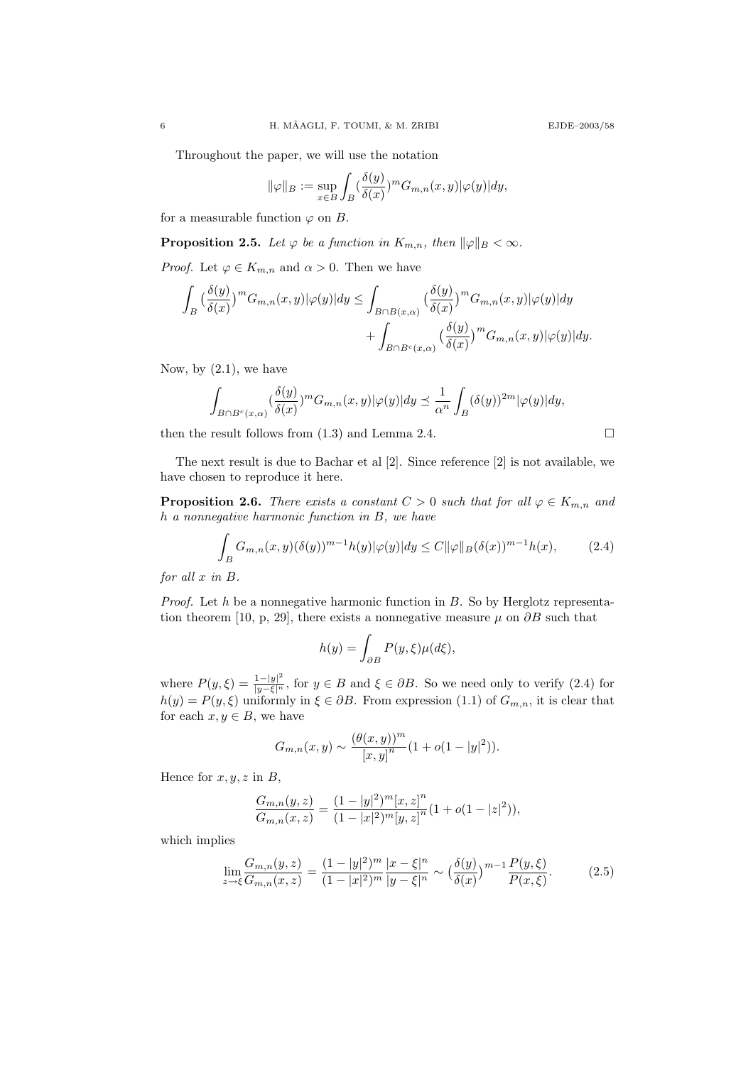Throughout the paper, we will use the notation

$$\|\varphi\|_B := \sup_{x\in B}\int_B \big(\frac{\delta(y)}{\delta(x)}\big)^m G_{m,n}(x,y)|\varphi(y)|dy,$$

for a measurable function $\varphi$ on $B$.

**Proposition 2.5.** *Let $\varphi$ be a function in $K_{m,n}$, then $\|\varphi\|_B < \infty$.*

*Proof.* Let $\varphi \in K_{m,n}$ and $\alpha > 0$. Then we have

$$\begin{aligned}\int_B \big(\frac{\delta(y)}{\delta(x)}\big)^m G_{m,n}(x,y)|\varphi(y)|dy \le &\int_{B\cap B(x,\alpha)} \big(\frac{\delta(y)}{\delta(x)}\big)^m G_{m,n}(x,y)|\varphi(y)|dy \\ &+ \int_{B\cap B^c(x,\alpha)} \big(\frac{\delta(y)}{\delta(x)}\big)^m G_{m,n}(x,y)|\varphi(y)|dy.\end{aligned}$$

Now, by (2.1), we have

$$\int_{B\cap B^c(x,\alpha)} \big(\frac{\delta(y)}{\delta(x)}\big)^m G_{m,n}(x,y)|\varphi(y)|dy \preceq \frac{1}{\alpha^n}\int_B (\delta(y))^{2m}|\varphi(y)|dy,$$

then the result follows from (1.3) and Lemma 2.4. $\square$

The next result is due to Bachar et al [2]. Since reference [2] is not available, we have chosen to reproduce it here.

**Proposition 2.6.** *There exists a constant $C > 0$ such that for all $\varphi \in K_{m,n}$ and $h$ a nonnegative harmonic function in $B$, we have*

$$\int_B G_{m,n}(x,y)(\delta(y))^{m-1}h(y)|\varphi(y)|dy \le C\|\varphi\|_B(\delta(x))^{m-1}h(x), \tag{2.4}$$

*for all $x$ in $B$.*

*Proof.* Let $h$ be a nonnegative harmonic function in $B$. So by Herglotz representation theorem [10, p, 29], there exists a nonnegative measure $\mu$ on $\partial B$ such that

$$h(y) = \int_{\partial B} P(y,\xi)\mu(d\xi),$$

where $P(y,\xi) = \frac{1-|y|^2}{|y-\xi|^n}$, for $y \in B$ and $\xi \in \partial B$. So we need only to verify (2.4) for $h(y) = P(y,\xi)$ uniformly in $\xi \in \partial B$. From expression (1.1) of $G_{m,n}$, it is clear that for each $x, y \in B$, we have

$$G_{m,n}(x,y) \sim \frac{(\theta(x,y))^m}{[x,y]^n}(1 + o(1-|y|^2)).$$

Hence for $x, y, z$ in $B$,

$$\frac{G_{m,n}(y,z)}{G_{m,n}(x,z)} = \frac{(1-|y|^2)^m[x,z]^n}{(1-|x|^2)^m[y,z]^n}(1 + o(1-|z|^2)),$$

which implies

$$\lim_{z\to\xi}\frac{G_{m,n}(y,z)}{G_{m,n}(x,z)} = \frac{(1-|y|^2)^m}{(1-|x|^2)^m}\frac{|x-\xi|^n}{|y-\xi|^n} \sim \big(\frac{\delta(y)}{\delta(x)}\big)^{m-1}\frac{P(y,\xi)}{P(x,\xi)}. \tag{2.5}$$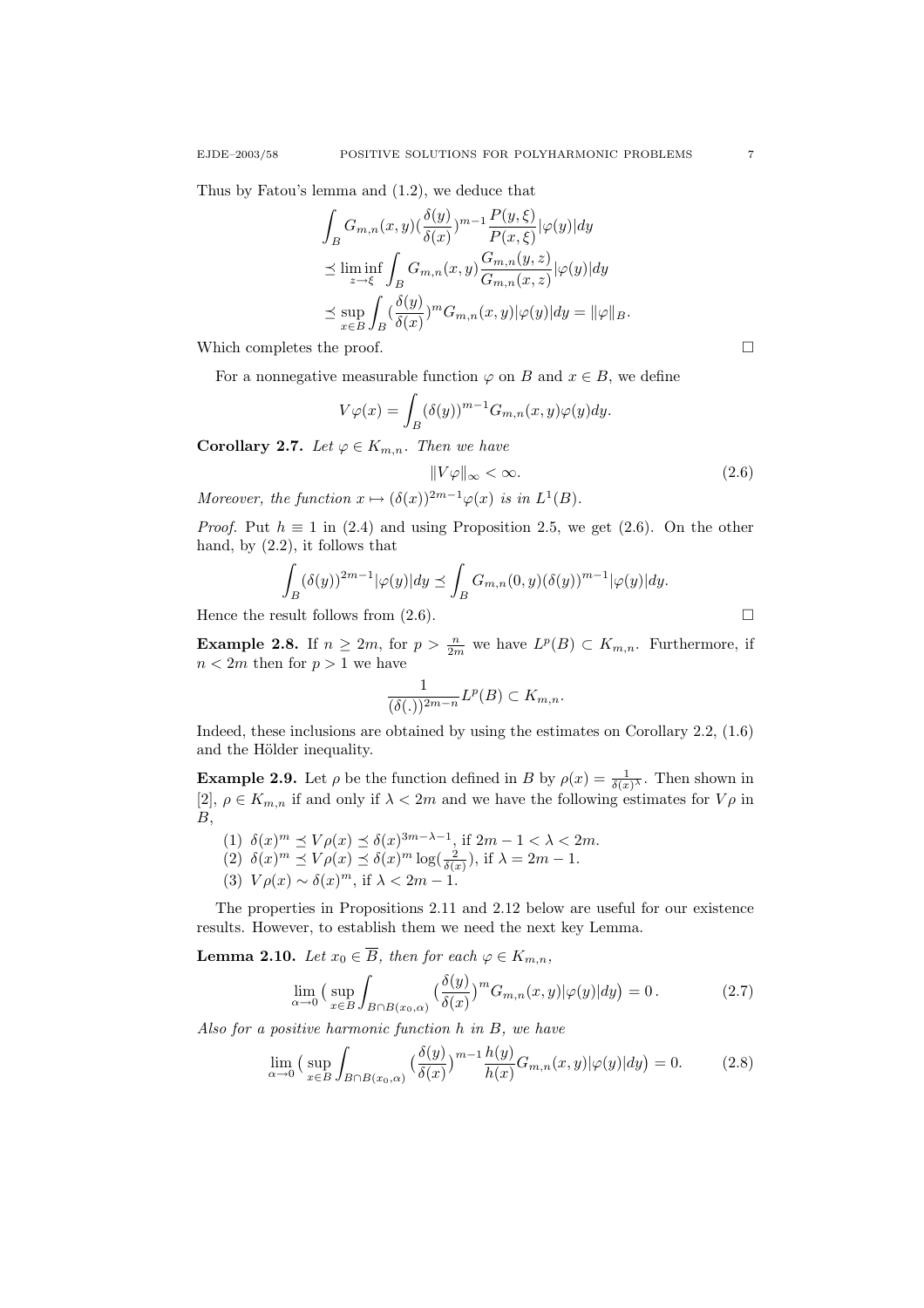Thus by Fatou's lemma and (1.2), we deduce that

$$
\begin{aligned}
&\int_B G_{m,n}(x,y)\big(\frac{\delta(y)}{\delta(x)}\big)^{m-1}\frac{P(y,\xi)}{P(x,\xi)}|\varphi(y)|dy \\
&\preceq \liminf_{z\to\xi}\int_B G_{m,n}(x,y)\frac{G_{m,n}(y,z)}{G_{m,n}(x,z)}|\varphi(y)|dy \\
&\preceq \sup_{x\in B}\int_B \big(\frac{\delta(y)}{\delta(x)}\big)^m G_{m,n}(x,y)|\varphi(y)|dy = \|\varphi\|_B .
\end{aligned}
$$

Which completes the proof. $\square$

For a nonnegative measurable function $\varphi$ on $B$ and $x\in B$, we define

$$
V\varphi(x)=\int_B (\delta(y))^{m-1}G_{m,n}(x,y)\varphi(y)dy.
$$

**Corollary 2.7.** *Let $\varphi\in K_{m,n}$. Then we have*

$$
\|V\varphi\|_\infty<\infty. \tag{2.6}
$$

*Moreover, the function $x\mapsto(\delta(x))^{2m-1}\varphi(x)$ is in $L^1(B)$.*

*Proof.* Put $h\equiv 1$ in (2.4) and using Proposition 2.5, we get (2.6). On the other hand, by (2.2), it follows that

$$
\int_B (\delta(y))^{2m-1}|\varphi(y)|dy \preceq \int_B G_{m,n}(0,y)(\delta(y))^{m-1}|\varphi(y)|dy.
$$

Hence the result follows from (2.6). $\square$

**Example 2.8.** If $n\geq 2m$, for $p>\frac{n}{2m}$ we have $L^p(B)\subset K_{m,n}$. Furthermore, if $n<2m$ then for $p>1$ we have

$$
\frac{1}{(\delta(.))^{2m-n}}L^p(B)\subset K_{m,n}.
$$

Indeed, these inclusions are obtained by using the estimates on Corollary 2.2, (1.6) and the Hölder inequality.

**Example 2.9.** Let $\rho$ be the function defined in $B$ by $\rho(x)=\frac{1}{\delta(x)^\lambda}$. Then shown in [2], $\rho\in K_{m,n}$ if and only if $\lambda<2m$ and we have the following estimates for $V\rho$ in $B$,

1. $\delta(x)^m\preceq V\rho(x)\preceq \delta(x)^{3m-\lambda-1}$, if $2m-1<\lambda<2m$.
2. $\delta(x)^m\preceq V\rho(x)\preceq \delta(x)^m\log(\frac{2}{\delta(x)})$, if $\lambda=2m-1$.
3. $V\rho(x)\sim\delta(x)^m$, if $\lambda<2m-1$.

The properties in Propositions 2.11 and 2.12 below are useful for our existence results. However, to establish them we need the next key Lemma.

**Lemma 2.10.** *Let $x_0\in\overline{B}$, then for each $\varphi\in K_{m,n}$,*

$$
\lim_{\alpha\to 0}\big(\sup_{x\in B}\int_{B\cap B(x_0,\alpha)}\big(\frac{\delta(y)}{\delta(x)}\big)^m G_{m,n}(x,y)|\varphi(y)|dy\big)=0\,. \tag{2.7}
$$

*Also for a positive harmonic function $h$ in $B$, we have*

$$
\lim_{\alpha\to 0}\big(\sup_{x\in B}\int_{B\cap B(x_0,\alpha)}\big(\frac{\delta(y)}{\delta(x)}\big)^{m-1}\frac{h(y)}{h(x)}G_{m,n}(x,y)|\varphi(y)|dy\big)=0. \tag{2.8}
$$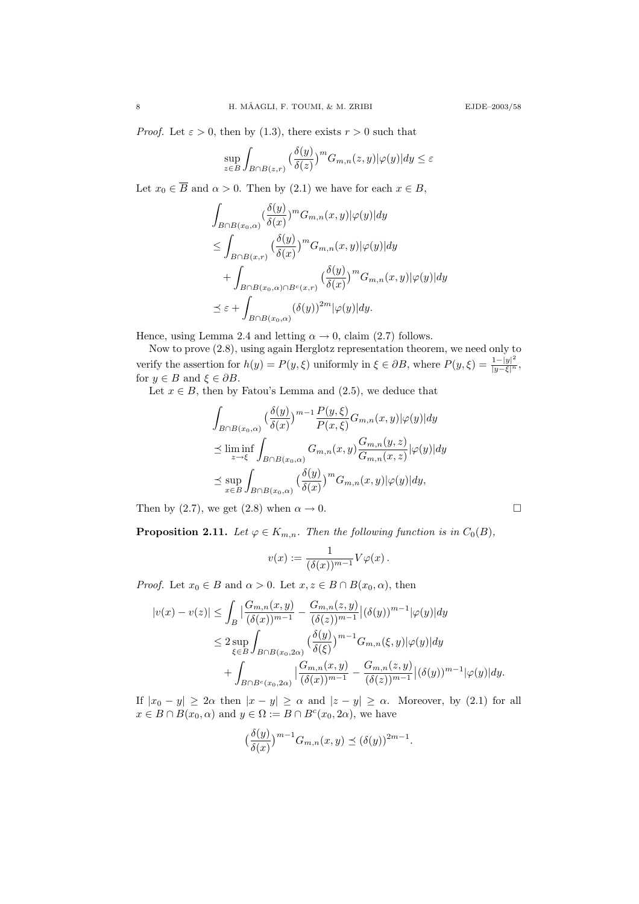*Proof.* Let $\varepsilon > 0$, then by (1.3), there exists $r > 0$ such that

$$\sup_{z \in B} \int_{B \cap B(z,r)} \big(\frac{\delta(y)}{\delta(z)}\big)^m G_{m,n}(z,y)|\varphi(y)|dy \le \varepsilon$$

Let $x_0 \in \overline{B}$ and $\alpha > 0$. Then by (2.1) we have for each $x \in B$,

$$\begin{aligned}
&\int_{B \cap B(x_0,\alpha)} \big(\frac{\delta(y)}{\delta(x)}\big)^m G_{m,n}(x,y)|\varphi(y)|dy \\
&\le \int_{B \cap B(x,r)} \big(\frac{\delta(y)}{\delta(x)}\big)^m G_{m,n}(x,y)|\varphi(y)|dy \\
&\quad + \int_{B \cap B(x_0,\alpha) \cap B^c(x,r)} \big(\frac{\delta(y)}{\delta(x)}\big)^m G_{m,n}(x,y)|\varphi(y)|dy \\
&\preceq \varepsilon + \int_{B \cap B(x_0,\alpha)} (\delta(y))^{2m} |\varphi(y)|dy.
\end{aligned}$$

Hence, using Lemma 2.4 and letting $\alpha \to 0$, claim (2.7) follows.

Now to prove (2.8), using again Herglotz representation theorem, we need only to verify the assertion for $h(y) = P(y,\xi)$ uniformly in $\xi \in \partial B$, where $P(y,\xi) = \frac{1-|y|^2}{|y-\xi|^n}$, for $y \in B$ and $\xi \in \partial B$.

Let $x \in B$, then by Fatou's Lemma and (2.5), we deduce that

$$\begin{aligned}
&\int_{B \cap B(x_0,\alpha)} \big(\frac{\delta(y)}{\delta(x)}\big)^{m-1} \frac{P(y,\xi)}{P(x,\xi)} G_{m,n}(x,y)|\varphi(y)|dy \\
&\preceq \liminf_{z \to \xi} \int_{B \cap B(x_0,\alpha)} G_{m,n}(x,y) \frac{G_{m,n}(y,z)}{G_{m,n}(x,z)} |\varphi(y)|dy \\
&\preceq \sup_{x \in B} \int_{B \cap B(x_0,\alpha)} \big(\frac{\delta(y)}{\delta(x)}\big)^m G_{m,n}(x,y)|\varphi(y)|dy,
\end{aligned}$$

Then by (2.7), we get (2.8) when $\alpha \to 0$. $\square$

**Proposition 2.11.** *Let $\varphi \in K_{m,n}$. Then the following function is in $C_0(B)$,*

$$v(x) := \frac{1}{(\delta(x))^{m-1}} V\varphi(x).$$

*Proof.* Let $x_0 \in B$ and $\alpha > 0$. Let $x, z \in B \cap B(x_0,\alpha)$, then

$$\begin{aligned}
|v(x) - v(z)| &\le \int_B \big|\frac{G_{m,n}(x,y)}{(\delta(x))^{m-1}} - \frac{G_{m,n}(z,y)}{(\delta(z))^{m-1}}\big| (\delta(y))^{m-1}|\varphi(y)|dy \\
&\le 2 \sup_{\xi \in B} \int_{B \cap B(x_0,2\alpha)} \big(\frac{\delta(y)}{\delta(\xi)}\big)^{m-1} G_{m,n}(\xi,y)|\varphi(y)|dy \\
&\quad + \int_{B \cap B^c(x_0,2\alpha)} \big|\frac{G_{m,n}(x,y)}{(\delta(x))^{m-1}} - \frac{G_{m,n}(z,y)}{(\delta(z))^{m-1}}\big| (\delta(y))^{m-1}|\varphi(y)|dy.
\end{aligned}$$

If $|x_0 - y| \ge 2\alpha$ then $|x - y| \ge \alpha$ and $|z - y| \ge \alpha$. Moreover, by (2.1) for all $x \in B \cap B(x_0,\alpha)$ and $y \in \Omega := B \cap B^c(x_0,2\alpha)$, we have

$$\big(\frac{\delta(y)}{\delta(x)}\big)^{m-1} G_{m,n}(x,y) \preceq (\delta(y))^{2m-1}.$$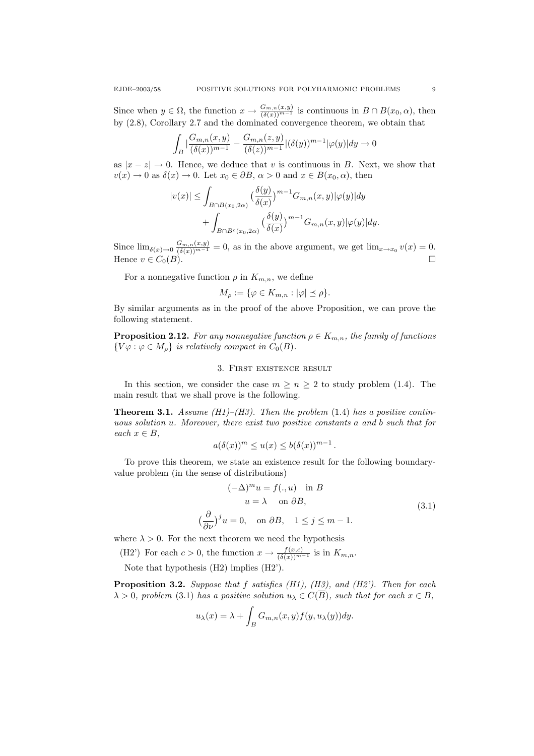Since when $y \in \Omega$, the function $x \to \frac{G_{m,n}(x,y)}{(\delta(x))^{m-1}}$ is continuous in $B \cap B(x_0, \alpha)$, then by (2.8), Corollary 2.7 and the dominated convergence theorem, we obtain that

$$\int_B \Big| \frac{G_{m,n}(x,y)}{(\delta(x))^{m-1}} - \frac{G_{m,n}(z,y)}{(\delta(z))^{m-1}} \Big| (\delta(y))^{m-1} |\varphi(y)| dy \to 0$$

as $|x - z| \to 0$. Hence, we deduce that $v$ is continuous in $B$. Next, we show that $v(x) \to 0$ as $\delta(x) \to 0$. Let $x_0 \in \partial B$, $\alpha > 0$ and $x \in B(x_0, \alpha)$, then

$$\begin{aligned}
|v(x)| \leq & \int_{B \cap B(x_0, 2\alpha)} \big(\frac{\delta(y)}{\delta(x)}\big)^{m-1} G_{m,n}(x,y) |\varphi(y)| dy \\
& + \int_{B \cap B^c(x_0, 2\alpha)} \big(\frac{\delta(y)}{\delta(x)}\big)^{m-1} G_{m,n}(x,y) |\varphi(y)| dy.
\end{aligned}$$

Since $\lim_{\delta(x) \to 0} \frac{G_{m,n}(x,y)}{(\delta(x))^{m-1}} = 0$, as in the above argument, we get $\lim_{x \to x_0} v(x) = 0$. Hence $v \in C_0(B)$. $\square$

For a nonnegative function $\rho$ in $K_{m,n}$, we define

$$M_\rho := \{\varphi \in K_{m,n} : |\varphi| \preceq \rho\}.$$

By similar arguments as in the proof of the above Proposition, we can prove the following statement.

**Proposition 2.12.** *For any nonnegative function $\rho \in K_{m,n}$, the family of functions $\{V\varphi : \varphi \in M_\rho\}$ is relatively compact in $C_0(B)$.*

## 3. First existence result

In this section, we consider the case $m \geq n \geq 2$ to study problem (1.4). The main result that we shall prove is the following.

**Theorem 3.1.** *Assume (H1)–(H3). Then the problem* (1.4) *has a positive continuous solution $u$. Moreover, there exist two positive constants $a$ and $b$ such that for each $x \in B$,*

$$a(\delta(x))^m \leq u(x) \leq b(\delta(x))^{m-1}.$$

To prove this theorem, we state an existence result for the following boundary-value problem (in the sense of distributions)

$$\begin{gathered}
(-\Delta)^m u = f(., u) \quad \text{in } B \\
u = \lambda \quad \text{on } \partial B, \\
\big(\frac{\partial}{\partial \nu}\big)^j u = 0, \quad \text{on } \partial B, \quad 1 \leq j \leq m-1.
\end{gathered} \tag{3.1}$$

where $\lambda > 0$. For the next theorem we need the hypothesis

(H2') For each $c > 0$, the function $x \to \frac{f(x,c)}{(\delta(x))^{m-1}}$ is in $K_{m,n}$.

Note that hypothesis (H2) implies (H2').

**Proposition 3.2.** *Suppose that $f$ satisfies (H1), (H3), and (H2'). Then for each $\lambda > 0$, problem* (3.1) *has a positive solution $u_\lambda \in C(\overline{B})$, such that for each $x \in B$,*

$$u_\lambda(x) = \lambda + \int_B G_{m,n}(x,y) f(y, u_\lambda(y)) dy.$$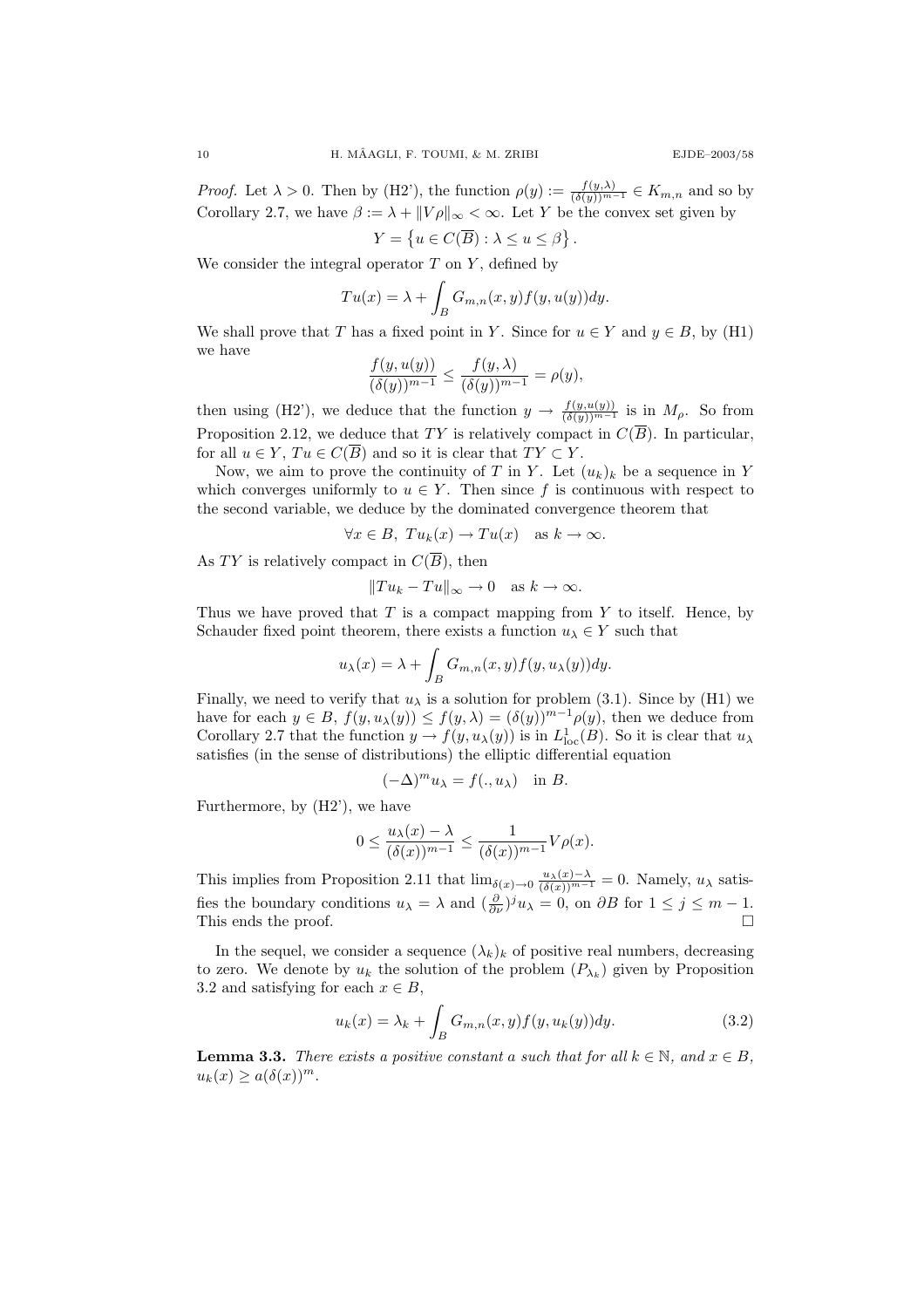*Proof.* Let $\lambda > 0$. Then by (H2'), the function $\rho(y) := \frac{f(y,\lambda)}{(\delta(y))^{m-1}} \in K_{m,n}$ and so by Corollary 2.7, we have $\beta := \lambda + \|V\rho\|_\infty < \infty$. Let $Y$ be the convex set given by

$$Y = \left\{u \in C(\overline{B}) : \lambda \leq u \leq \beta\right\}.$$

We consider the integral operator $T$ on $Y$, defined by

$$Tu(x) = \lambda + \int_B G_{m,n}(x,y) f(y, u(y)) dy.$$

We shall prove that $T$ has a fixed point in $Y$. Since for $u \in Y$ and $y \in B$, by (H1) we have

$$\frac{f(y,u(y))}{(\delta(y))^{m-1}} \leq \frac{f(y,\lambda)}{(\delta(y))^{m-1}} = \rho(y),$$

then using (H2'), we deduce that the function $y \to \frac{f(y,u(y))}{(\delta(y))^{m-1}}$ is in $M_\rho$. So from Proposition 2.12, we deduce that $TY$ is relatively compact in $C(\overline{B})$. In particular, for all $u \in Y$, $Tu \in C(\overline{B})$ and so it is clear that $TY \subset Y$.

Now, we aim to prove the continuity of $T$ in $Y$. Let $(u_k)_k$ be a sequence in $Y$ which converges uniformly to $u \in Y$. Then since $f$ is continuous with respect to the second variable, we deduce by the dominated convergence theorem that

$$\forall x \in B,\ Tu_k(x) \to Tu(x) \quad \text{as } k \to \infty.$$

As $TY$ is relatively compact in $C(\overline{B})$, then

$$\|Tu_k - Tu\|_\infty \to 0 \quad \text{as } k \to \infty.$$

Thus we have proved that $T$ is a compact mapping from $Y$ to itself. Hence, by Schauder fixed point theorem, there exists a function $u_\lambda \in Y$ such that

$$u_\lambda(x) = \lambda + \int_B G_{m,n}(x,y) f(y, u_\lambda(y)) dy.$$

Finally, we need to verify that $u_\lambda$ is a solution for problem (3.1). Since by (H1) we have for each $y \in B$, $f(y, u_\lambda(y)) \leq f(y,\lambda) = (\delta(y))^{m-1}\rho(y)$, then we deduce from Corollary 2.7 that the function $y \to f(y, u_\lambda(y))$ is in $L^1_{\mathrm{loc}}(B)$. So it is clear that $u_\lambda$ satisfies (in the sense of distributions) the elliptic differential equation

$$(-\Delta)^m u_\lambda = f(., u_\lambda) \quad \text{in } B.$$

Furthermore, by (H2'), we have

$$0 \leq \frac{u_\lambda(x) - \lambda}{(\delta(x))^{m-1}} \leq \frac{1}{(\delta(x))^{m-1}} V\rho(x).$$

This implies from Proposition 2.11 that $\lim_{\delta(x)\to 0} \frac{u_\lambda(x)-\lambda}{(\delta(x))^{m-1}} = 0$. Namely, $u_\lambda$ satisfies the boundary conditions $u_\lambda = \lambda$ and $(\frac{\partial}{\partial\nu})^j u_\lambda = 0$, on $\partial B$ for $1 \leq j \leq m-1$. This ends the proof. $\square$

In the sequel, we consider a sequence $(\lambda_k)_k$ of positive real numbers, decreasing to zero. We denote by $u_k$ the solution of the problem $(P_{\lambda_k})$ given by Proposition 3.2 and satisfying for each $x \in B$,

$$u_k(x) = \lambda_k + \int_B G_{m,n}(x,y) f(y, u_k(y)) dy. \tag{3.2}$$

**Lemma 3.3.** *There exists a positive constant $a$ such that for all $k \in \mathbb{N}$, and $x \in B$, $u_k(x) \geq a(\delta(x))^m$.*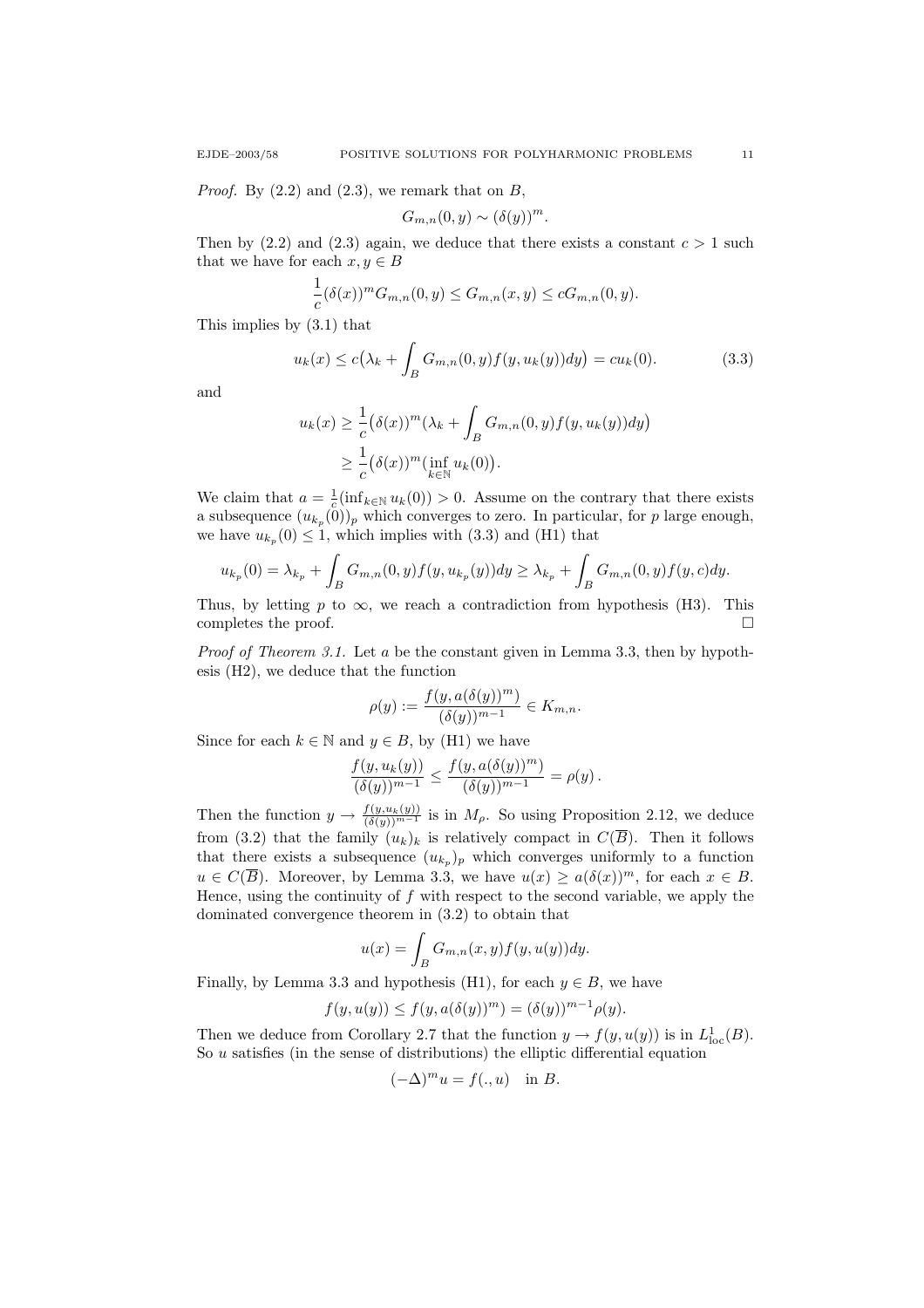*Proof.* By (2.2) and (2.3), we remark that on $B$,

$$G_{m,n}(0,y) \sim (\delta(y))^m.$$

Then by (2.2) and (2.3) again, we deduce that there exists a constant $c > 1$ such that we have for each $x, y \in B$

$$\frac{1}{c}(\delta(x))^m G_{m,n}(0,y) \le G_{m,n}(x,y) \le c G_{m,n}(0,y).$$

This implies by (3.1) that

$$u_k(x) \le c\big(\lambda_k + \int_B G_{m,n}(0,y) f(y, u_k(y)) dy\big) = c u_k(0). \tag{3.3}$$

and

$$\begin{aligned} u_k(x) &\ge \frac{1}{c}\big(\delta(x))^m (\lambda_k + \int_B G_{m,n}(0,y) f(y, u_k(y)) dy\big) \\ &\ge \frac{1}{c}\big(\delta(x))^m (\inf_{k \in \mathbb{N}} u_k(0)\big). \end{aligned}$$

We claim that $a = \frac{1}{c}(\inf_{k \in \mathbb{N}} u_k(0)) > 0$. Assume on the contrary that there exists a subsequence $(u_{k_p}(0))_p$ which converges to zero. In particular, for $p$ large enough, we have $u_{k_p}(0) \le 1$, which implies with (3.3) and (H1) that

$$u_{k_p}(0) = \lambda_{k_p} + \int_B G_{m,n}(0,y) f(y, u_{k_p}(y)) dy \ge \lambda_{k_p} + \int_B G_{m,n}(0,y) f(y, c) dy.$$

Thus, by letting $p$ to $\infty$, we reach a contradiction from hypothesis (H3). This completes the proof. $\square$

*Proof of Theorem 3.1.* Let $a$ be the constant given in Lemma 3.3, then by hypothesis (H2), we deduce that the function

$$\rho(y) := \frac{f(y, a(\delta(y))^m)}{(\delta(y))^{m-1}} \in K_{m,n}.$$

Since for each $k \in \mathbb{N}$ and $y \in B$, by (H1) we have

$$\frac{f(y, u_k(y))}{(\delta(y))^{m-1}} \le \frac{f(y, a(\delta(y))^m)}{(\delta(y))^{m-1}} = \rho(y)\,.$$

Then the function $y \to \frac{f(y,u_k(y))}{(\delta(y))^{m-1}}$ is in $M_\rho$. So using Proposition 2.12, we deduce from (3.2) that the family $(u_k)_k$ is relatively compact in $C(\overline{B})$. Then it follows that there exists a subsequence $(u_{k_p})_p$ which converges uniformly to a function $u \in C(\overline{B})$. Moreover, by Lemma 3.3, we have $u(x) \ge a(\delta(x))^m$, for each $x \in B$. Hence, using the continuity of $f$ with respect to the second variable, we apply the dominated convergence theorem in (3.2) to obtain that

$$u(x) = \int_B G_{m,n}(x,y) f(y, u(y)) dy.$$

Finally, by Lemma 3.3 and hypothesis (H1), for each $y \in B$, we have

$$f(y, u(y)) \le f(y, a(\delta(y))^m) = (\delta(y))^{m-1}\rho(y).$$

Then we deduce from Corollary 2.7 that the function $y \to f(y, u(y))$ is in $L^1_{\rm loc}(B)$. So $u$ satisfies (in the sense of distributions) the elliptic differential equation

$$(-\Delta)^m u = f(., u) \quad \text{in } B.$$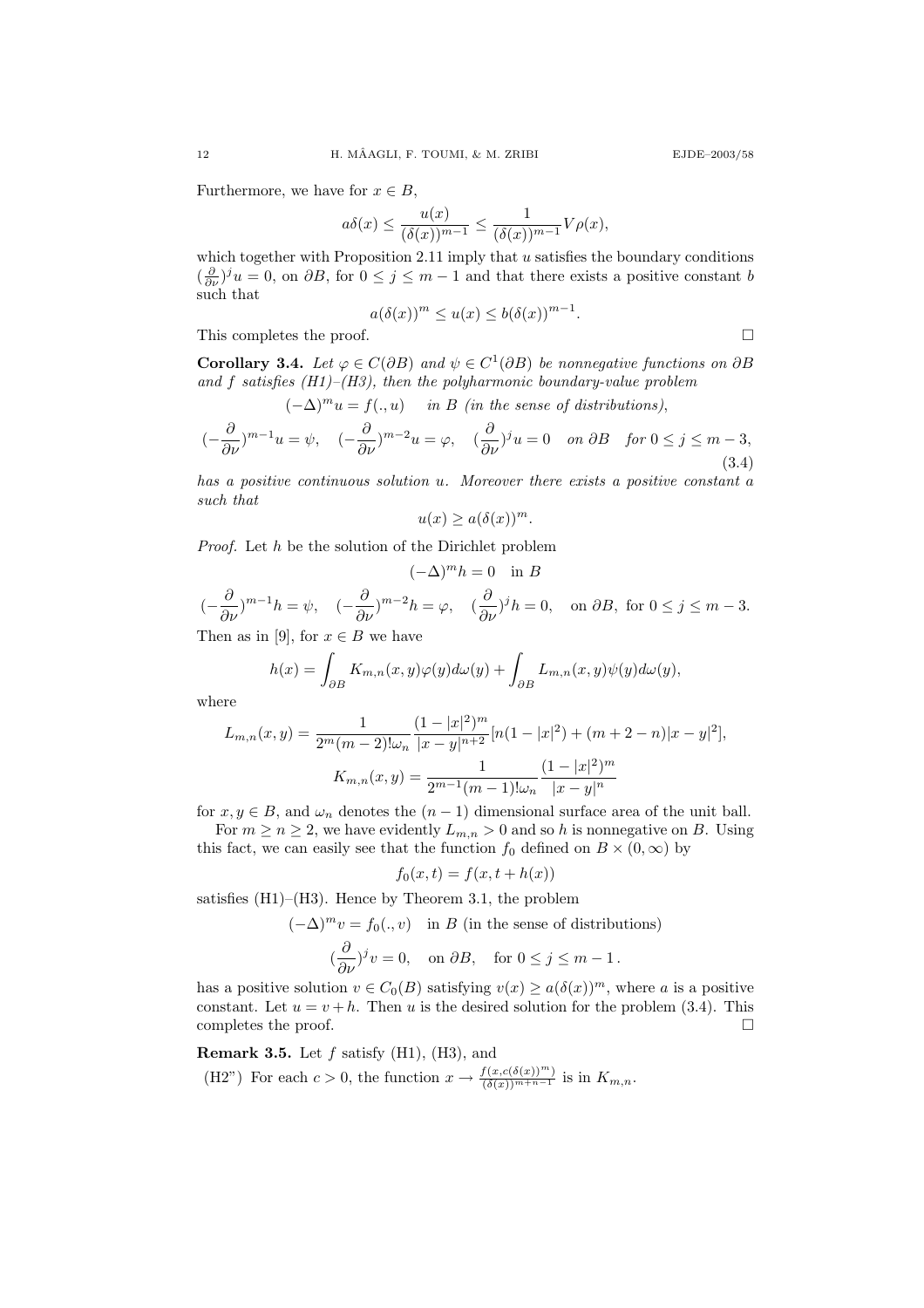Furthermore, we have for $x \in B$,

$$a\delta(x) \leq \frac{u(x)}{(\delta(x))^{m-1}} \leq \frac{1}{(\delta(x))^{m-1}} V\rho(x),$$

which together with Proposition 2.11 imply that $u$ satisfies the boundary conditions $(\frac{\partial}{\partial\nu})^j u = 0$, on $\partial B$, for $0 \leq j \leq m-1$ and that there exists a positive constant $b$ such that

$$a(\delta(x))^m \leq u(x) \leq b(\delta(x))^{m-1}.$$

This completes the proof. $\square$

**Corollary 3.4.** *Let $\varphi \in C(\partial B)$ and $\psi \in C^1(\partial B)$ be nonnegative functions on $\partial B$ and $f$ satisfies (H1)–(H3), then the polyharmonic boundary-value problem*

$$(-\Delta)^m u = f(.,u) \quad \text{in } B \text{ (in the sense of distributions)},$$

$$(-\frac{\partial}{\partial\nu})^{m-1} u = \psi, \quad (-\frac{\partial}{\partial\nu})^{m-2} u = \varphi, \quad (\frac{\partial}{\partial\nu})^j u = 0 \quad \text{on } \partial B \quad \text{for } 0 \leq j \leq m-3, \tag{3.4}$$

*has a positive continuous solution $u$. Moreover there exists a positive constant $a$ such that*

$$u(x) \geq a(\delta(x))^m.$$

*Proof.* Let $h$ be the solution of the Dirichlet problem

$$(-\Delta)^m h = 0 \quad \text{in } B$$

$$(-\frac{\partial}{\partial\nu})^{m-1} h = \psi, \quad (-\frac{\partial}{\partial\nu})^{m-2} h = \varphi, \quad (\frac{\partial}{\partial\nu})^j h = 0, \quad \text{on } \partial B, \text{ for } 0 \leq j \leq m-3.$$

Then as in [9], for $x \in B$ we have

$$h(x) = \int_{\partial B} K_{m,n}(x,y)\varphi(y)d\omega(y) + \int_{\partial B} L_{m,n}(x,y)\psi(y)d\omega(y),$$

where

$$L_{m,n}(x,y) = \frac{1}{2^m(m-2)!\omega_n} \frac{(1-|x|^2)^m}{|x-y|^{n+2}}[n(1-|x|^2) + (m+2-n)|x-y|^2],$$

$$K_{m,n}(x,y) = \frac{1}{2^{m-1}(m-1)!\omega_n} \frac{(1-|x|^2)^m}{|x-y|^n}$$

for $x, y \in B$, and $\omega_n$ denotes the $(n-1)$ dimensional surface area of the unit ball.

For $m \geq n \geq 2$, we have evidently $L_{m,n} > 0$ and so $h$ is nonnegative on $B$. Using this fact, we can easily see that the function $f_0$ defined on $B \times (0,\infty)$ by

$$f_0(x,t) = f(x, t + h(x))$$

satisfies (H1)–(H3). Hence by Theorem 3.1, the problem

$$(-\Delta)^m v = f_0(.,v) \quad \text{in } B \text{ (in the sense of distributions)}$$

$$(\frac{\partial}{\partial\nu})^j v = 0, \quad \text{on } \partial B, \quad \text{for } 0 \leq j \leq m-1\,.$$

has a positive solution $v \in C_0(B)$ satisfying $v(x) \geq a(\delta(x))^m$, where $a$ is a positive constant. Let $u = v + h$. Then $u$ is the desired solution for the problem (3.4). This completes the proof. $\square$

**Remark 3.5.** Let $f$ satisfy (H1), (H3), and

(H2") For each $c > 0$, the function $x \to \frac{f(x, c(\delta(x))^m)}{(\delta(x))^{m+n-1}}$ is in $K_{m,n}$.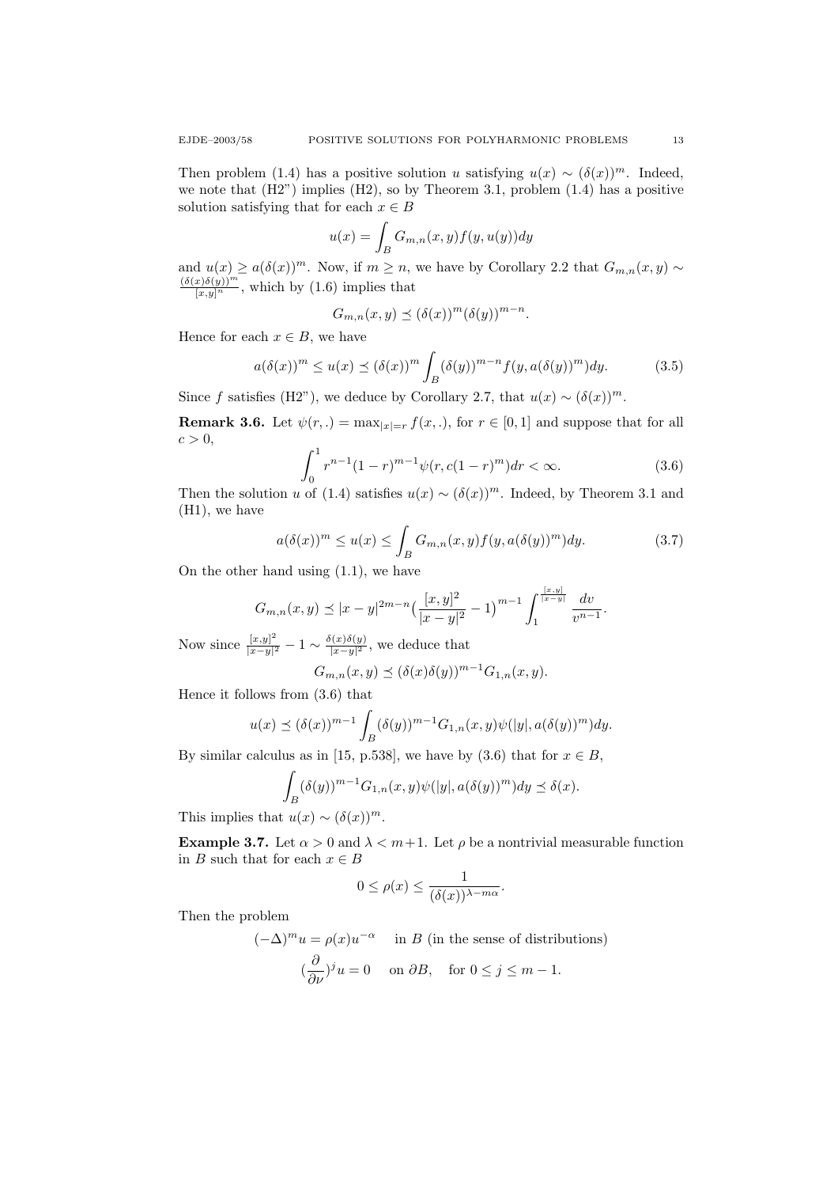Then problem (1.4) has a positive solution $u$ satisfying $u(x) \sim (\delta(x))^m$. Indeed, we note that (H2") implies (H2), so by Theorem 3.1, problem (1.4) has a positive solution satisfying that for each $x \in B$

$$u(x) = \int_B G_{m,n}(x,y) f(y,u(y))dy$$

and $u(x) \geq a(\delta(x))^m$. Now, if $m \geq n$, we have by Corollary 2.2 that $G_{m,n}(x,y) \sim \frac{(\delta(x)\delta(y))^m}{[x,y]^n}$, which by (1.6) implies that

$$G_{m,n}(x,y) \preceq (\delta(x))^m (\delta(y))^{m-n}.$$

Hence for each $x \in B$, we have

$$a(\delta(x))^m \leq u(x) \preceq (\delta(x))^m \int_B (\delta(y))^{m-n} f(y, a(\delta(y))^m) dy. \tag{3.5}$$

Since $f$ satisfies (H2"), we deduce by Corollary 2.7, that $u(x) \sim (\delta(x))^m$.

**Remark 3.6.** Let $\psi(r,.) = \max_{|x|=r} f(x,.)$, for $r \in [0,1]$ and suppose that for all $c > 0$,

$$\int_0^1 r^{n-1}(1-r)^{m-1}\psi(r, c(1-r)^m)dr < \infty. \tag{3.6}$$

Then the solution $u$ of (1.4) satisfies $u(x) \sim (\delta(x))^m$. Indeed, by Theorem 3.1 and (H1), we have

$$a(\delta(x))^m \leq u(x) \leq \int_B G_{m,n}(x,y) f(y, a(\delta(y))^m) dy. \tag{3.7}$$

On the other hand using (1.1), we have

$$G_{m,n}(x,y) \preceq |x-y|^{2m-n}\Big(\frac{[x,y]^2}{|x-y|^2} - 1\Big)^{m-1} \int_1^{\frac{[x,y]}{|x-y|}} \frac{dv}{v^{n-1}}.$$

Now since $\frac{[x,y]^2}{|x-y|^2} - 1 \sim \frac{\delta(x)\delta(y)}{|x-y|^2}$, we deduce that

$$G_{m,n}(x,y) \preceq (\delta(x)\delta(y))^{m-1} G_{1,n}(x,y).$$

Hence it follows from (3.6) that

$$u(x) \preceq (\delta(x))^{m-1} \int_B (\delta(y))^{m-1} G_{1,n}(x,y)\psi(|y|, a(\delta(y))^m)dy.$$

By similar calculus as in [15, p.538], we have by (3.6) that for $x \in B$,

$$\int_B (\delta(y))^{m-1} G_{1,n}(x,y)\psi(|y|, a(\delta(y))^m)dy \preceq \delta(x).$$

This implies that $u(x) \sim (\delta(x))^m$.

**Example 3.7.** Let $\alpha > 0$ and $\lambda < m+1$. Let $\rho$ be a nontrivial measurable function in $B$ such that for each $x \in B$

$$0 \leq \rho(x) \leq \frac{1}{(\delta(x))^{\lambda - m\alpha}}.$$

Then the problem

$$(-\Delta)^m u = \rho(x) u^{-\alpha} \quad \text{in } B \text{ (in the sense of distributions)}$$

$$\Big(\frac{\partial}{\partial \nu}\Big)^j u = 0 \quad \text{on } \partial B, \quad \text{for } 0 \leq j \leq m-1.$$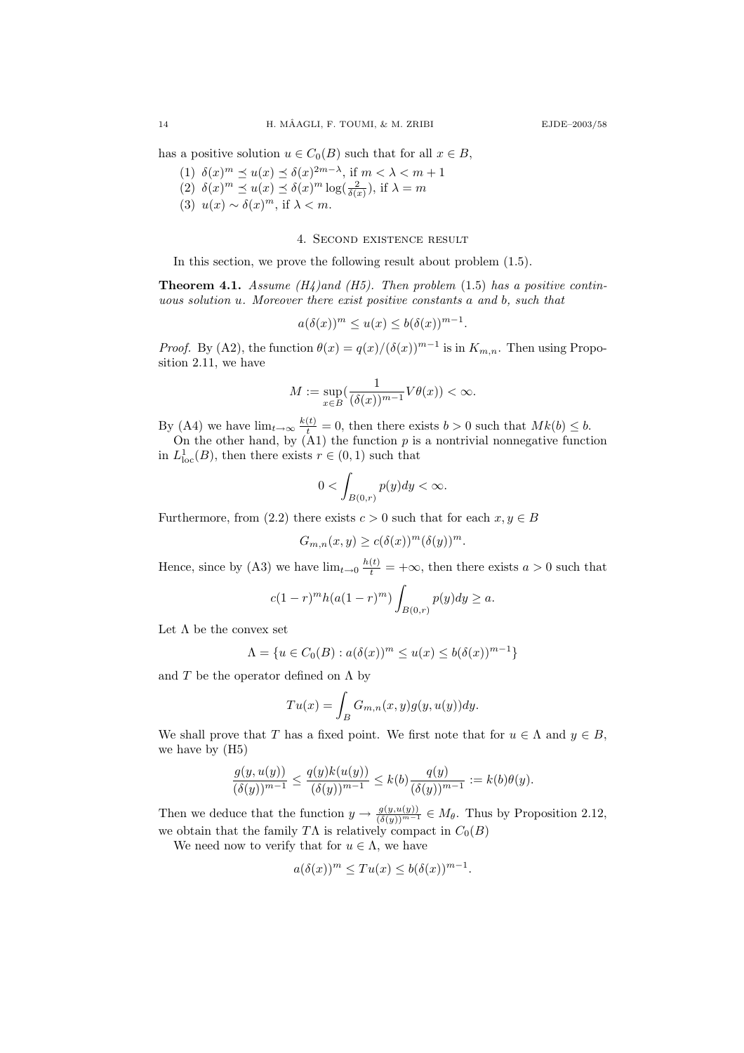has a positive solution $u \in C_0(B)$ such that for all $x \in B$,

(1) $\delta(x)^m \preceq u(x) \preceq \delta(x)^{2m-\lambda}$, if $m < \lambda < m+1$
(2) $\delta(x)^m \preceq u(x) \preceq \delta(x)^m \log(\frac{2}{\delta(x)})$, if $\lambda = m$
(3) $u(x) \sim \delta(x)^m$, if $\lambda < m$.

## 4. Second existence result

In this section, we prove the following result about problem (1.5).

**Theorem 4.1.** *Assume (H4)and (H5). Then problem* (1.5) *has a positive continuous solution $u$. Moreover there exist positive constants $a$ and $b$, such that*

$$a(\delta(x))^m \leq u(x) \leq b(\delta(x))^{m-1}.$$

*Proof.* By (A2), the function $\theta(x) = q(x)/(\delta(x))^{m-1}$ is in $K_{m,n}$. Then using Proposition 2.11, we have

$$M := \sup_{x\in B}\Big(\frac{1}{(\delta(x))^{m-1}} V\theta(x)\Big) < \infty.$$

By (A4) we have $\lim_{t\to\infty} \frac{k(t)}{t} = 0$, then there exists $b > 0$ such that $Mk(b) \leq b$.

On the other hand, by (A1) the function $p$ is a nontrivial nonnegative function in $L^1_{\rm loc}(B)$, then there exists $r \in (0,1)$ such that

$$0 < \int_{B(0,r)} p(y)dy < \infty.$$

Furthermore, from (2.2) there exists $c > 0$ such that for each $x, y \in B$

$$G_{m,n}(x,y) \geq c(\delta(x))^m(\delta(y))^m.$$

Hence, since by (A3) we have $\lim_{t\to 0} \frac{h(t)}{t} = +\infty$, then there exists $a > 0$ such that

$$c(1-r)^m h(a(1-r)^m) \int_{B(0,r)} p(y)dy \geq a.$$

Let $\Lambda$ be the convex set

$$\Lambda = \{u \in C_0(B) : a(\delta(x))^m \leq u(x) \leq b(\delta(x))^{m-1}\}$$

and $T$ be the operator defined on $\Lambda$ by

$$Tu(x) = \int_B G_{m,n}(x,y)g(y,u(y))dy.$$

We shall prove that $T$ has a fixed point. We first note that for $u \in \Lambda$ and $y \in B$, we have by (H5)

$$\frac{g(y,u(y))}{(\delta(y))^{m-1}} \leq \frac{q(y)k(u(y))}{(\delta(y))^{m-1}} \leq k(b)\frac{q(y)}{(\delta(y))^{m-1}} := k(b)\theta(y).$$

Then we deduce that the function $y \to \frac{g(y,u(y))}{(\delta(y))^{m-1}} \in M_\theta$. Thus by Proposition 2.12, we obtain that the family $T\Lambda$ is relatively compact in $C_0(B)$

We need now to verify that for $u \in \Lambda$, we have

$$a(\delta(x))^m \leq Tu(x) \leq b(\delta(x))^{m-1}.$$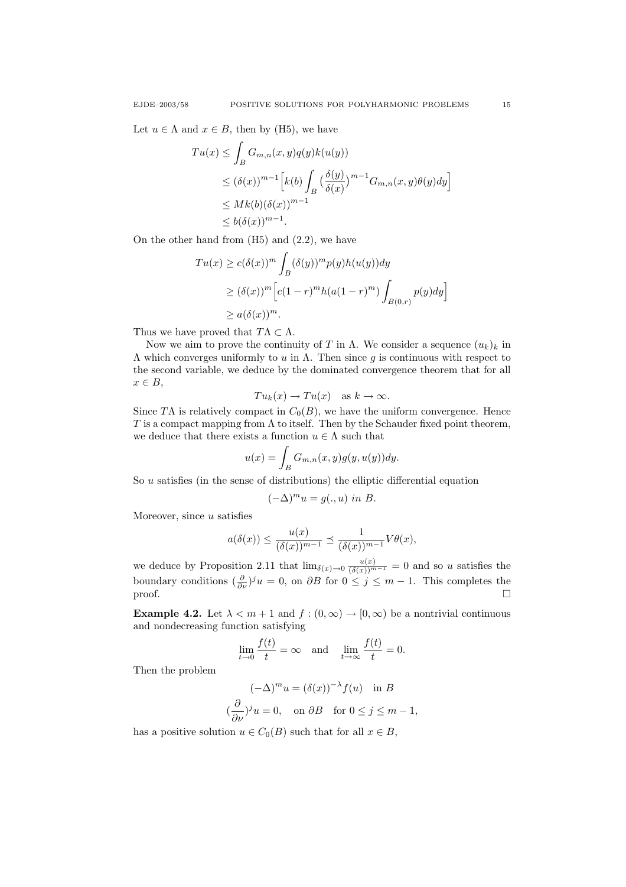Let $u \in \Lambda$ and $x \in B$, then by (H5), we have

$$
\begin{aligned}
Tu(x) &\leq \int_B G_{m,n}(x,y)q(y)k(u(y)) \\
&\leq (\delta(x))^{m-1}\Big[k(b)\int_B \big(\frac{\delta(y)}{\delta(x)}\big)^{m-1} G_{m,n}(x,y)\theta(y)dy\Big] \\
&\leq Mk(b)(\delta(x))^{m-1} \\
&\leq b(\delta(x))^{m-1}.
\end{aligned}
$$

On the other hand from (H5) and (2.2), we have

$$
\begin{aligned}
Tu(x) &\geq c(\delta(x))^m \int_B (\delta(y))^m p(y)h(u(y))dy \\
&\geq (\delta(x))^m \Big[c(1-r)^m h(a(1-r)^m)\int_{B(0,r)} p(y)dy\Big] \\
&\geq a(\delta(x))^m.
\end{aligned}
$$

Thus we have proved that $T\Lambda \subset \Lambda$.

Now we aim to prove the continuity of $T$ in $\Lambda$. We consider a sequence $(u_k)_k$ in $\Lambda$ which converges uniformly to $u$ in $\Lambda$. Then since $g$ is continuous with respect to the second variable, we deduce by the dominated convergence theorem that for all $x \in B$,

$$
Tu_k(x) \to Tu(x) \quad \text{as } k \to \infty.
$$

Since $T\Lambda$ is relatively compact in $C_0(B)$, we have the uniform convergence. Hence $T$ is a compact mapping from $\Lambda$ to itself. Then by the Schauder fixed point theorem, we deduce that there exists a function $u \in \Lambda$ such that

$$
u(x) = \int_B G_{m,n}(x,y)g(y,u(y))dy.
$$

So $u$ satisfies (in the sense of distributions) the elliptic differential equation

$$
(-\Delta)^m u = g(.,u) \ in\ B.
$$

Moreover, since $u$ satisfies

$$
a(\delta(x)) \leq \frac{u(x)}{(\delta(x))^{m-1}} \preceq \frac{1}{(\delta(x))^{m-1}} V\theta(x),
$$

we deduce by Proposition 2.11 that $\lim_{\delta(x)\to 0} \frac{u(x)}{(\delta(x))^{m-1}} = 0$ and so $u$ satisfies the boundary conditions $(\frac{\partial}{\partial \nu})^j u = 0$, on $\partial B$ for $0 \leq j \leq m-1$. This completes the proof. $\square$

**Example 4.2.** Let $\lambda < m+1$ and $f : (0,\infty) \to [0,\infty)$ be a nontrivial continuous and nondecreasing function satisfying

$$
\lim_{t\to 0} \frac{f(t)}{t} = \infty \quad \text{and} \quad \lim_{t\to\infty} \frac{f(t)}{t} = 0.
$$

Then the problem

$$
\begin{gathered}
(-\Delta)^m u = (\delta(x))^{-\lambda} f(u) \quad \text{in } B \\
(\frac{\partial}{\partial \nu})^j u = 0, \quad \text{on } \partial B \quad \text{for } 0 \leq j \leq m-1,
\end{gathered}
$$

has a positive solution $u \in C_0(B)$ such that for all $x \in B$,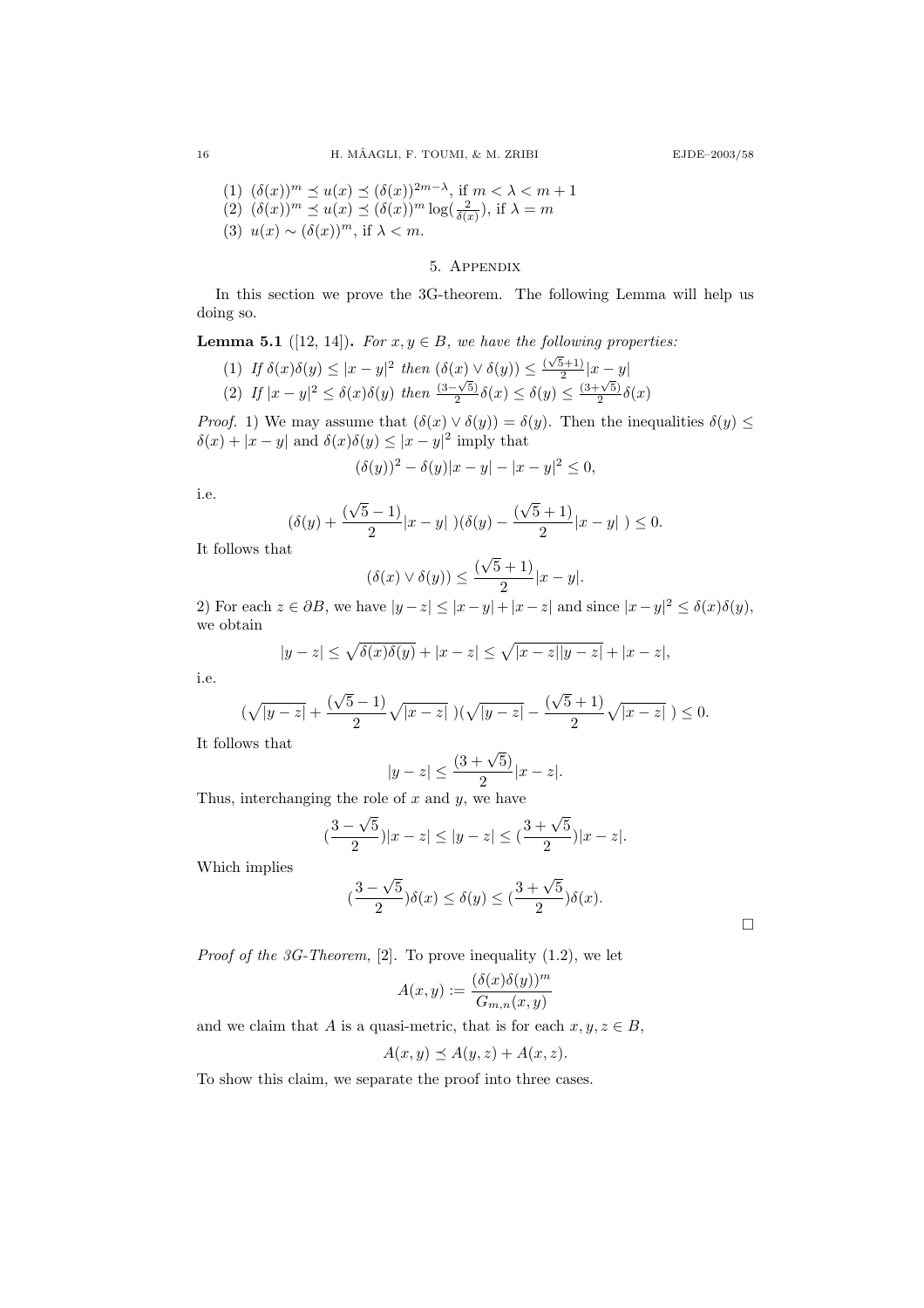(1) $(\delta(x))^m \preceq u(x) \preceq (\delta(x))^{2m-\lambda}$, if $m < \lambda < m+1$
(2) $(\delta(x))^m \preceq u(x) \preceq (\delta(x))^m \log(\frac{2}{\delta(x)})$, if $\lambda = m$
(3) $u(x) \sim (\delta(x))^m$, if $\lambda < m$.

## 5. Appendix

In this section we prove the 3G-theorem. The following Lemma will help us doing so.

**Lemma 5.1** ([12, 14]). *For $x, y \in B$, we have the following properties:*

(1) *If $\delta(x)\delta(y) \leq |x-y|^2$ then $(\delta(x) \vee \delta(y)) \leq \frac{(\sqrt{5}+1)}{2}|x-y|$*
(2) *If $|x-y|^2 \leq \delta(x)\delta(y)$ then $\frac{(3-\sqrt{5})}{2}\delta(x) \leq \delta(y) \leq \frac{(3+\sqrt{5})}{2}\delta(x)$*

*Proof.* 1) We may assume that $(\delta(x) \vee \delta(y)) = \delta(y)$. Then the inequalities $\delta(y) \leq \delta(x) + |x-y|$ and $\delta(x)\delta(y) \leq |x-y|^2$ imply that

$$(\delta(y))^2 - \delta(y)|x-y| - |x-y|^2 \leq 0,$$

i.e.

$$(\delta(y) + \frac{(\sqrt{5}-1)}{2}|x-y|\ )(\delta(y) - \frac{(\sqrt{5}+1)}{2}|x-y|\ ) \leq 0.$$

It follows that

$$(\delta(x) \vee \delta(y)) \leq \frac{(\sqrt{5}+1)}{2}|x-y|.$$

2) For each $z \in \partial B$, we have $|y-z| \leq |x-y| + |x-z|$ and since $|x-y|^2 \leq \delta(x)\delta(y)$, we obtain

$$|y-z| \leq \sqrt{\delta(x)\delta(y)} + |x-z| \leq \sqrt{|x-z||y-z|} + |x-z|,$$

i.e.

$$(\sqrt{|y-z|} + \frac{(\sqrt{5}-1)}{2}\sqrt{|x-z|}\ )(\sqrt{|y-z|} - \frac{(\sqrt{5}+1)}{2}\sqrt{|x-z|}\ ) \leq 0.$$

It follows that

$$|y-z| \leq \frac{(3+\sqrt{5})}{2}|x-z|.$$

Thus, interchanging the role of $x$ and $y$, we have

$$(\frac{3-\sqrt{5}}{2})|x-z| \leq |y-z| \leq (\frac{3+\sqrt{5}}{2})|x-z|.$$

Which implies

$$(\frac{3-\sqrt{5}}{2})\delta(x) \leq \delta(y) \leq (\frac{3+\sqrt{5}}{2})\delta(x).$$

$\square$

*Proof of the 3G-Theorem,* [2]. To prove inequality (1.2), we let

$$A(x,y) := \frac{(\delta(x)\delta(y))^m}{G_{m,n}(x,y)}$$

and we claim that $A$ is a quasi-metric, that is for each $x, y, z \in B$,

$$A(x,y) \preceq A(y,z) + A(x,z).$$

To show this claim, we separate the proof into three cases.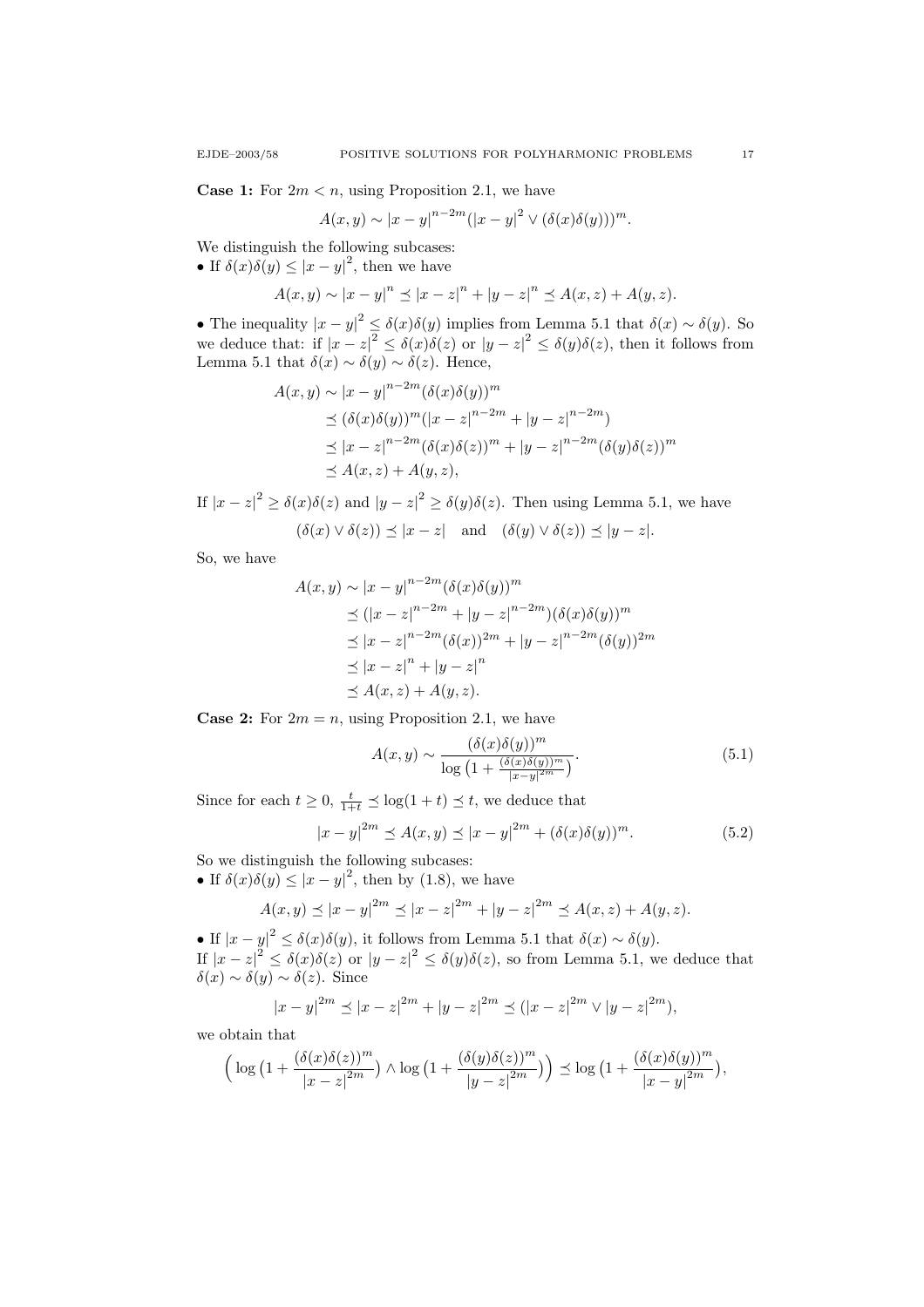**Case 1:** For $2m < n$, using Proposition 2.1, we have

$$A(x,y) \sim |x-y|^{n-2m}(|x-y|^2 \vee (\delta(x)\delta(y)))^m.$$

We distinguish the following subcases:

• If $\delta(x)\delta(y) \leq |x-y|^2$, then we have

$$A(x,y) \sim |x-y|^n \preceq |x-z|^n + |y-z|^n \preceq A(x,z) + A(y,z).$$

• The inequality $|x-y|^2 \leq \delta(x)\delta(y)$ implies from Lemma 5.1 that $\delta(x) \sim \delta(y)$. So we deduce that: if $|x-z|^2 \leq \delta(x)\delta(z)$ or $|y-z|^2 \leq \delta(y)\delta(z)$, then it follows from Lemma 5.1 that $\delta(x) \sim \delta(y) \sim \delta(z)$. Hence,

$$\begin{aligned}
A(x,y) &\sim |x-y|^{n-2m}(\delta(x)\delta(y))^m \\
&\preceq (\delta(x)\delta(y))^m(|x-z|^{n-2m} + |y-z|^{n-2m}) \\
&\preceq |x-z|^{n-2m}(\delta(x)\delta(z))^m + |y-z|^{n-2m}(\delta(y)\delta(z))^m \\
&\preceq A(x,z) + A(y,z),
\end{aligned}$$

If $|x-z|^2 \geq \delta(x)\delta(z)$ and $|y-z|^2 \geq \delta(y)\delta(z)$. Then using Lemma 5.1, we have

$$(\delta(x) \vee \delta(z)) \preceq |x-z| \quad \text{and} \quad (\delta(y) \vee \delta(z)) \preceq |y-z|.$$

So, we have

$$\begin{aligned}
A(x,y) &\sim |x-y|^{n-2m}(\delta(x)\delta(y))^m \\
&\preceq (|x-z|^{n-2m} + |y-z|^{n-2m})(\delta(x)\delta(y))^m \\
&\preceq |x-z|^{n-2m}(\delta(x))^{2m} + |y-z|^{n-2m}(\delta(y))^{2m} \\
&\preceq |x-z|^n + |y-z|^n \\
&\preceq A(x,z) + A(y,z).
\end{aligned}$$

**Case 2:** For $2m = n$, using Proposition 2.1, we have

$$A(x,y) \sim \frac{(\delta(x)\delta(y))^m}{\log\left(1 + \frac{(\delta(x)\delta(y))^m}{|x-y|^{2m}}\right)}. \tag{5.1}$$

Since for each $t \geq 0$, $\frac{t}{1+t} \preceq \log(1+t) \preceq t$, we deduce that

$$|x-y|^{2m} \preceq A(x,y) \preceq |x-y|^{2m} + (\delta(x)\delta(y))^m. \tag{5.2}$$

So we distinguish the following subcases:

• If $\delta(x)\delta(y) \leq |x-y|^2$, then by (1.8), we have

$$A(x,y) \preceq |x-y|^{2m} \preceq |x-z|^{2m} + |y-z|^{2m} \preceq A(x,z) + A(y,z).$$

• If $|x-y|^2 \leq \delta(x)\delta(y)$, it follows from Lemma 5.1 that $\delta(x) \sim \delta(y)$.
If $|x-z|^2 \leq \delta(x)\delta(z)$ or $|y-z|^2 \leq \delta(y)\delta(z)$, so from Lemma 5.1, we deduce that $\delta(x) \sim \delta(y) \sim \delta(z)$. Since

$$|x-y|^{2m} \preceq |x-z|^{2m} + |y-z|^{2m} \preceq (|x-z|^{2m} \vee |y-z|^{2m}),$$

we obtain that

$$\Big(\log\big(1 + \frac{(\delta(x)\delta(z))^m}{|x-z|^{2m}}\big) \wedge \log\big(1 + \frac{(\delta(y)\delta(z))^m}{|y-z|^{2m}}\big)\Big) \preceq \log\big(1 + \frac{(\delta(x)\delta(y))^m}{|x-y|^{2m}}\big),$$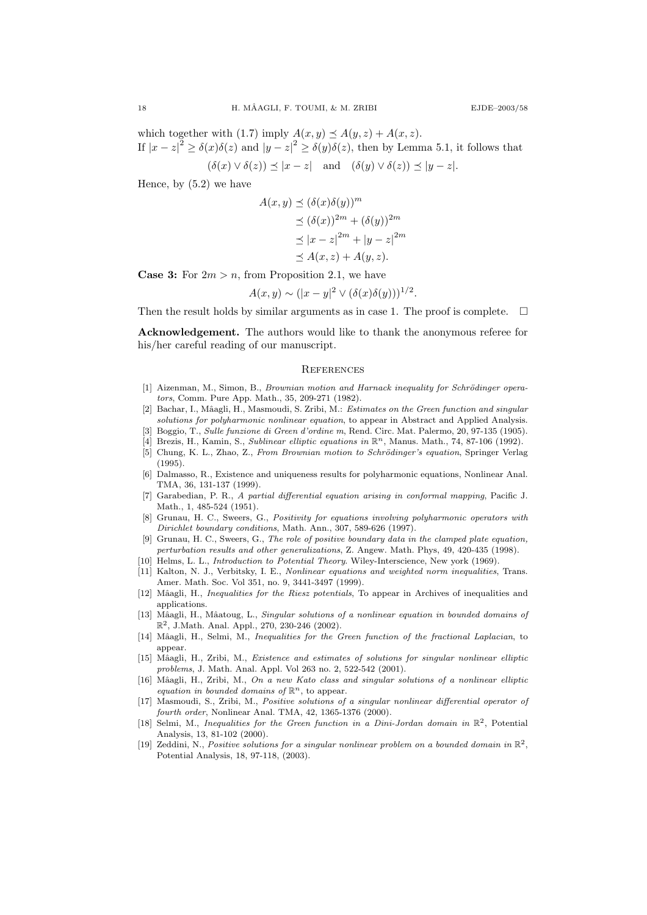which together with (1.7) imply $A(x,y) \preceq A(y,z) + A(x,z)$.
If $|x-z|^2 \geq \delta(x)\delta(z)$ and $|y-z|^2 \geq \delta(y)\delta(z)$, then by Lemma 5.1, it follows that

$$(\delta(x) \vee \delta(z)) \preceq |x-z| \quad \text{and} \quad (\delta(y) \vee \delta(z)) \preceq |y-z|.$$

Hence, by (5.2) we have

$$\begin{aligned}
A(x,y) &\preceq (\delta(x)\delta(y))^m \\
&\preceq (\delta(x))^{2m} + (\delta(y))^{2m} \\
&\preceq |x-z|^{2m} + |y-z|^{2m} \\
&\preceq A(x,z) + A(y,z).
\end{aligned}$$

**Case 3:** For $2m > n$, from Proposition 2.1, we have

$$A(x,y) \sim (|x-y|^2 \vee (\delta(x)\delta(y)))^{1/2}.$$

Then the result holds by similar arguments as in case 1. The proof is complete. $\square$

**Acknowledgement.** The authors would like to thank the anonymous referee for his/her careful reading of our manuscript.

## References

[1] Aizenman, M., Simon, B., *Brownian motion and Harnack inequality for Schrödinger operators*, Comm. Pure App. Math., 35, 209-271 (1982).

[2] Bachar, I., Mâagli, H., Masmoudi, S. Zribi, M.: *Estimates on the Green function and singular solutions for polyharmonic nonlinear equation*, to appear in Abstract and Applied Analysis.

[3] Boggio, T., *Sulle funzione di Green d'ordine m*, Rend. Circ. Mat. Palermo, 20, 97-135 (1905).

[4] Brezis, H., Kamin, S., *Sublinear elliptic equations in* $\mathbb{R}^n$, Manus. Math., 74, 87-106 (1992).

[5] Chung, K. L., Zhao, Z., *From Brownian motion to Schrödinger's equation*, Springer Verlag (1995).

[6] Dalmasso, R., Existence and uniqueness results for polyharmonic equations, Nonlinear Anal. TMA, 36, 131-137 (1999).

[7] Garabedian, P. R., *A partial differential equation arising in conformal mapping*, Pacific J. Math., 1, 485-524 (1951).

[8] Grunau, H. C., Sweers, G., *Positivity for equations involving polyharmonic operators with Dirichlet boundary conditions*, Math. Ann., 307, 589-626 (1997).

[9] Grunau, H. C., Sweers, G., *The role of positive boundary data in the clamped plate equation, perturbation results and other generalizations*, Z. Angew. Math. Phys, 49, 420-435 (1998).

[10] Helms, L. L., *Introduction to Potential Theory.* Wiley-Interscience, New york (1969).

[11] Kalton, N. J., Verbitsky, I. E., *Nonlinear equations and weighted norm inequalities*, Trans. Amer. Math. Soc. Vol 351, no. 9, 3441-3497 (1999).

[12] Mâagli, H., *Inequalities for the Riesz potentials*, To appear in Archives of inequalities and applications.

[13] Mâagli, H., Mâatoug, L., *Singular solutions of a nonlinear equation in bounded domains of* $\mathbb{R}^2$, J.Math. Anal. Appl., 270, 230-246 (2002).

[14] Mâagli, H., Selmi, M., *Inequalities for the Green function of the fractional Laplacian*, to appear.

[15] Mâagli, H., Zribi, M., *Existence and estimates of solutions for singular nonlinear elliptic problems*, J. Math. Anal. Appl. Vol 263 no. 2, 522-542 (2001).

[16] Mâagli, H., Zribi, M., *On a new Kato class and singular solutions of a nonlinear elliptic equation in bounded domains of* $\mathbb{R}^n$, to appear.

[17] Masmoudi, S., Zribi, M., *Positive solutions of a singular nonlinear differential operator of fourth order*, Nonlinear Anal. TMA, 42, 1365-1376 (2000).

[18] Selmi, M., *Inequalities for the Green function in a Dini-Jordan domain in* $\mathbb{R}^2$, Potential Analysis, 13, 81-102 (2000).

[19] Zeddini, N., *Positive solutions for a singular nonlinear problem on a bounded domain in* $\mathbb{R}^2$, Potential Analysis, 18, 97-118, (2003).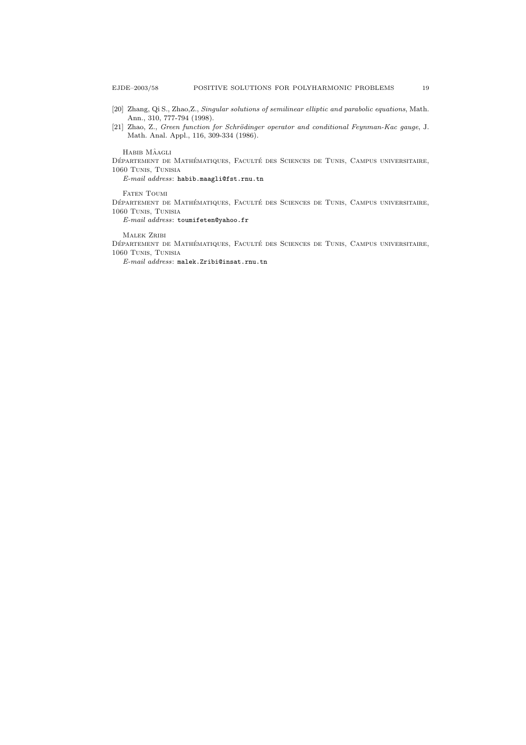[20] Zhang, Qi S., Zhao,Z., *Singular solutions of semilinear elliptic and parabolic equations*, Math. Ann., 310, 777-794 (1998).

[21] Zhao, Z., *Green function for Schrödinger operator and conditional Feynman-Kac gauge*, J. Math. Anal. Appl., 116, 309-334 (1986).

Habib Mâagli
Département de Mathématiques, Faculté des Sciences de Tunis, Campus universitaire, 1060 Tunis, Tunisia
*E-mail address*: habib.maagli@fst.rnu.tn

Faten Toumi
Département de Mathématiques, Faculté des Sciences de Tunis, Campus universitaire, 1060 Tunis, Tunisia
*E-mail address*: toumifeten@yahoo.fr

Malek Zribi
Département de Mathématiques, Faculté des Sciences de Tunis, Campus universitaire, 1060 Tunis, Tunisia
*E-mail address*: malek.Zribi@insat.rnu.tn